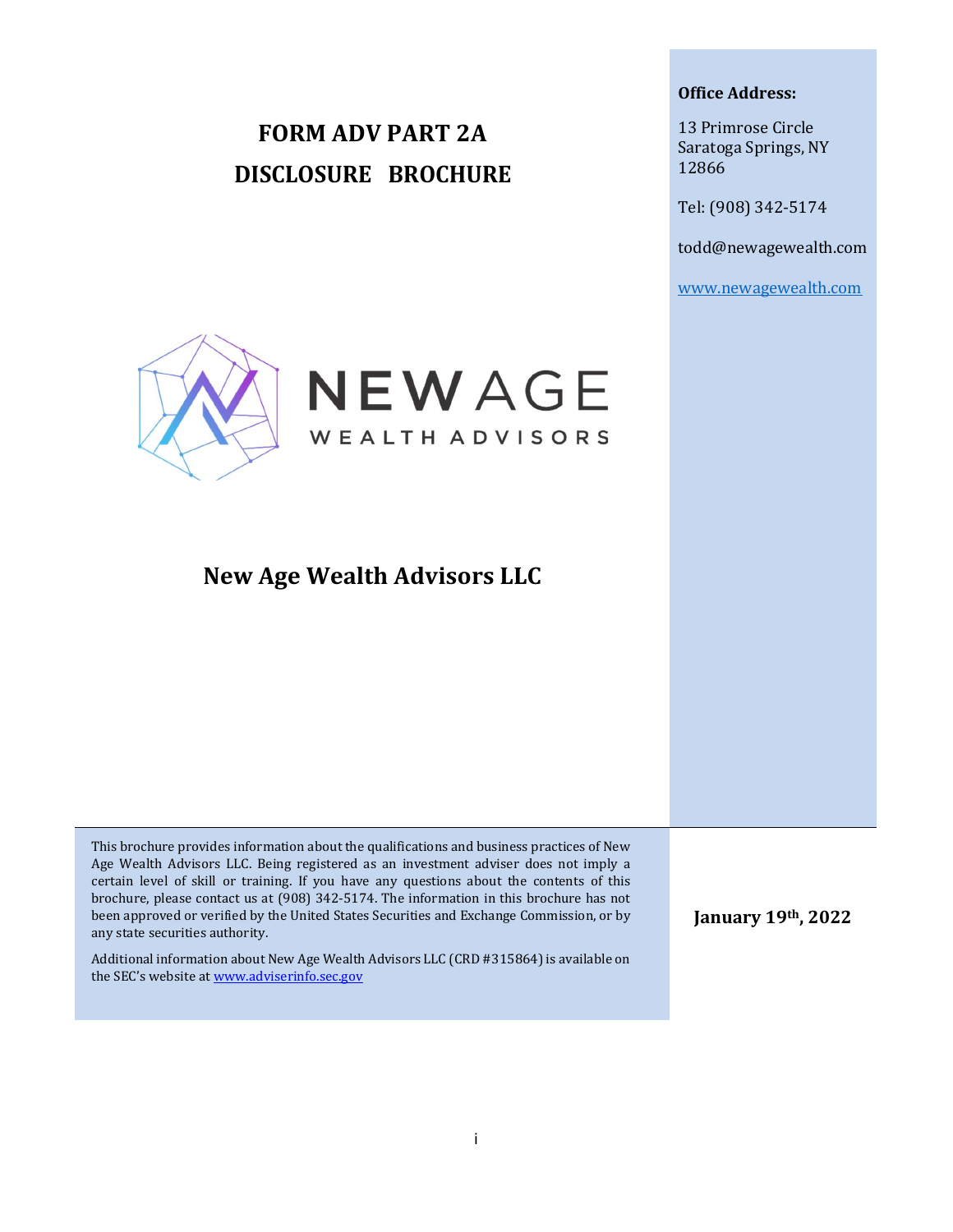# FORM ADV PART 2A
# DISCLOSURE BROCHURE

**Office Address:**

13 Primrose Circle
Saratoga Springs, NY
12866

Tel: (908) 342-5174

todd@newagewealth.com

www.newagewealth.com

NEW AGE
WEALTH ADVISORS

## New Age Wealth Advisors LLC

This brochure provides information about the qualifications and business practices of New Age Wealth Advisors LLC. Being registered as an investment adviser does not imply a certain level of skill or training. If you have any questions about the contents of this brochure, please contact us at (908) 342-5174. The information in this brochure has not been approved or verified by the United States Securities and Exchange Commission, or by any state securities authority.

Additional information about New Age Wealth Advisors LLC (CRD #315864) is available on the SEC's website at www.adviserinfo.sec.gov

**January 19th, 2022**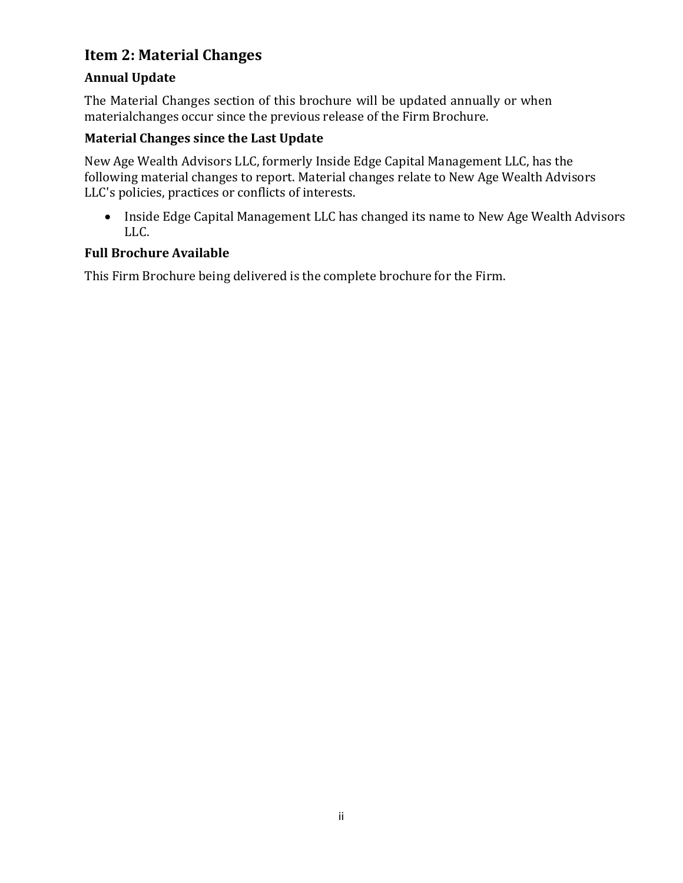## Item 2: Material Changes

### Annual Update

The Material Changes section of this brochure will be updated annually or when materialchanges occur since the previous release of the Firm Brochure.

### Material Changes since the Last Update

New Age Wealth Advisors LLC, formerly Inside Edge Capital Management LLC, has the following material changes to report. Material changes relate to New Age Wealth Advisors LLC's policies, practices or conflicts of interests.

- Inside Edge Capital Management LLC has changed its name to New Age Wealth Advisors LLC.

### Full Brochure Available

This Firm Brochure being delivered is the complete brochure for the Firm.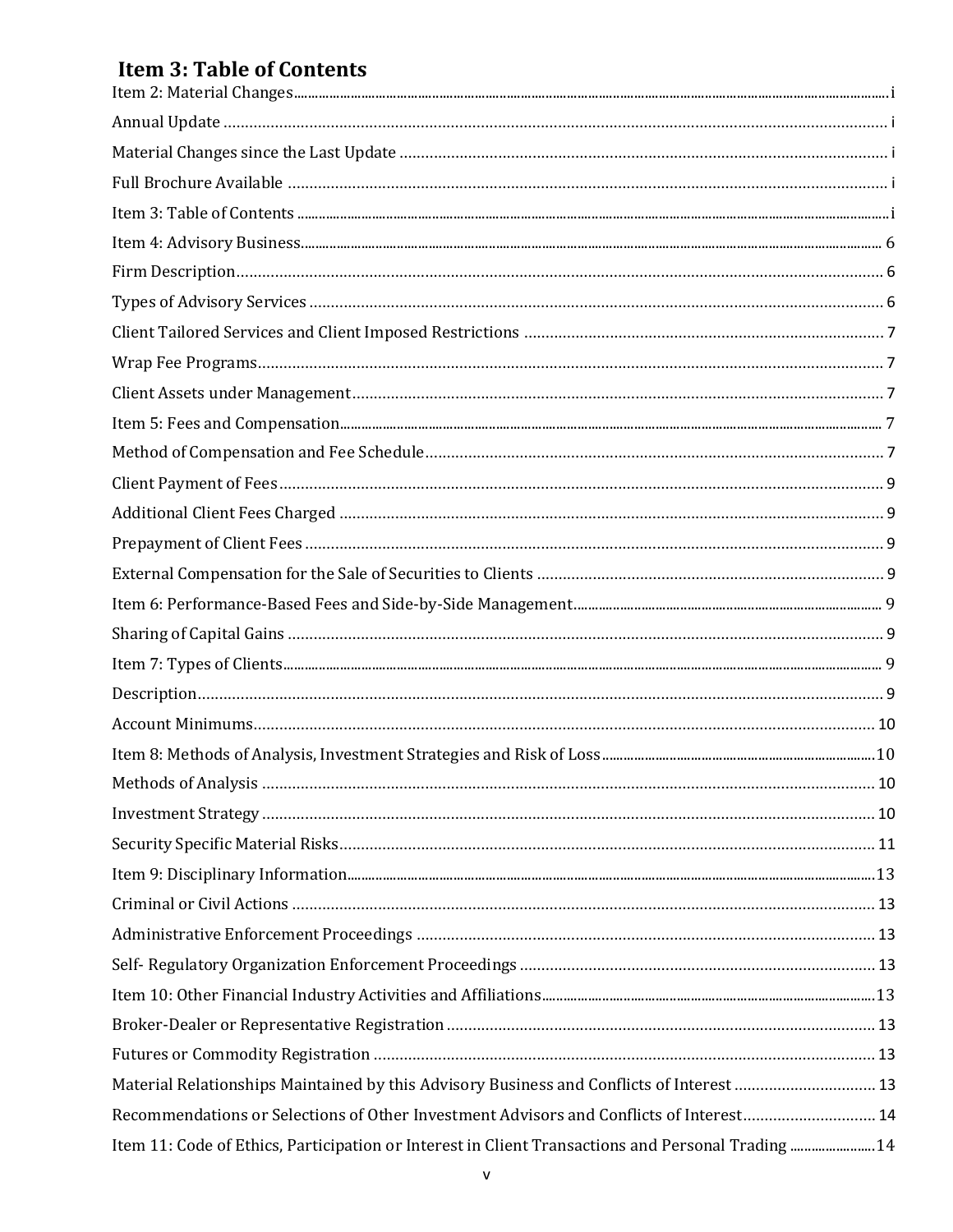# Item 3: Table of Contents

Item 2: Material Changes ....... i

Annual Update ....... i

Material Changes since the Last Update ....... i

Full Brochure Available ....... i

Item 3: Table of Contents ....... i

Item 4: Advisory Business ....... 6

Firm Description ....... 6

Types of Advisory Services ....... 6

Client Tailored Services and Client Imposed Restrictions ....... 7

Wrap Fee Programs ....... 7

Client Assets under Management ....... 7

Item 5: Fees and Compensation ....... 7

Method of Compensation and Fee Schedule ....... 7

Client Payment of Fees ....... 9

Additional Client Fees Charged ....... 9

Prepayment of Client Fees ....... 9

External Compensation for the Sale of Securities to Clients ....... 9

Item 6: Performance-Based Fees and Side-by-Side Management ....... 9

Sharing of Capital Gains ....... 9

Item 7: Types of Clients ....... 9

Description ....... 9

Account Minimums ....... 10

Item 8: Methods of Analysis, Investment Strategies and Risk of Loss ....... 10

Methods of Analysis ....... 10

Investment Strategy ....... 10

Security Specific Material Risks ....... 11

Item 9: Disciplinary Information ....... 13

Criminal or Civil Actions ....... 13

Administrative Enforcement Proceedings ....... 13

Self- Regulatory Organization Enforcement Proceedings ....... 13

Item 10: Other Financial Industry Activities and Affiliations ....... 13

Broker-Dealer or Representative Registration ....... 13

Futures or Commodity Registration ....... 13

Material Relationships Maintained by this Advisory Business and Conflicts of Interest ....... 13

Recommendations or Selections of Other Investment Advisors and Conflicts of Interest ....... 14

Item 11: Code of Ethics, Participation or Interest in Client Transactions and Personal Trading ....... 14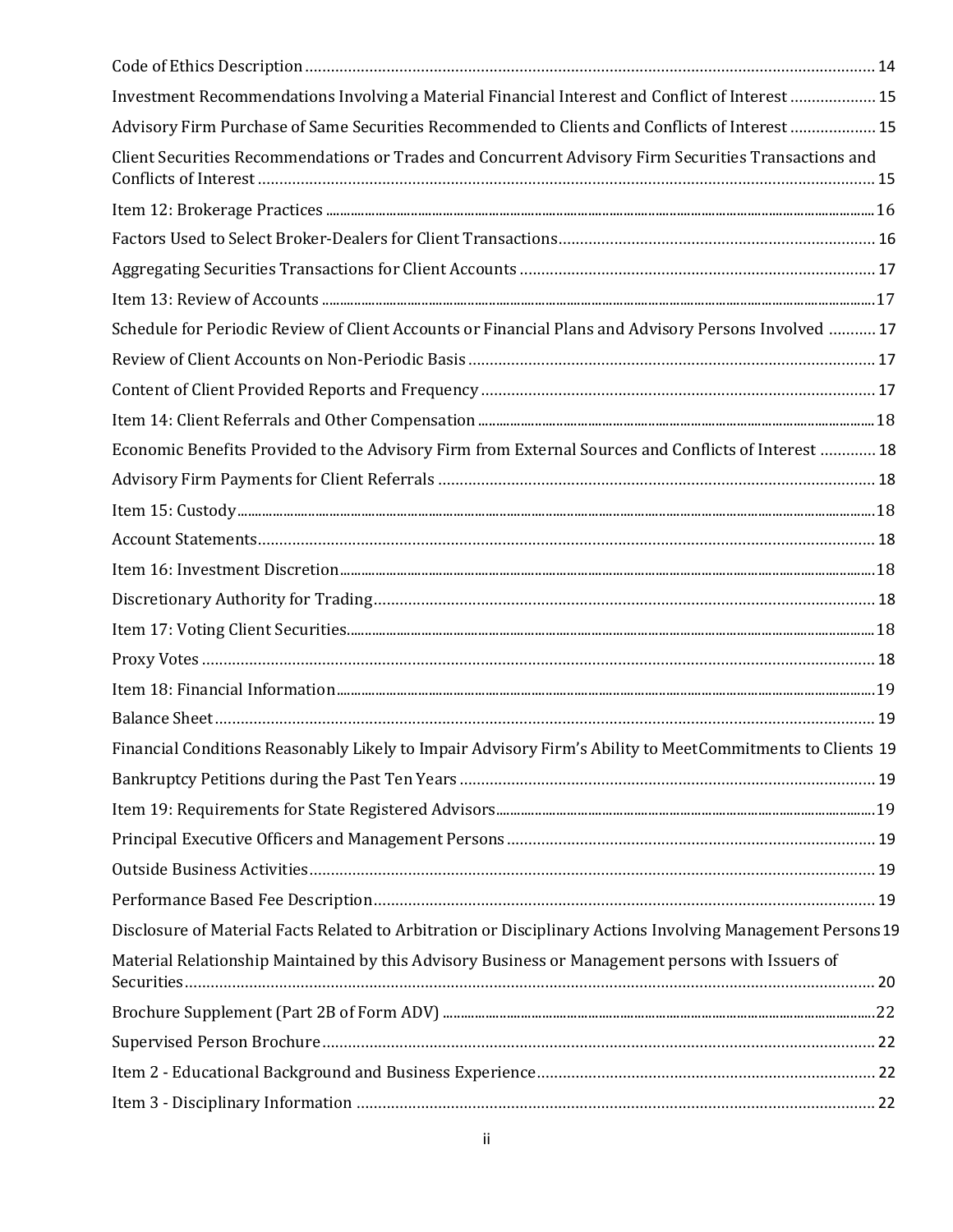Code of Ethics Description .................................................................................................................................. 14

Investment Recommendations Involving a Material Financial Interest and Conflict of Interest .................... 15

Advisory Firm Purchase of Same Securities Recommended to Clients and Conflicts of Interest .................... 15

Client Securities Recommendations or Trades and Concurrent Advisory Firm Securities Transactions and Conflicts of Interest ............................................................................................................................................ 15

Item 12: Brokerage Practices ...................................................................................................................................... 16

Factors Used to Select Broker-Dealers for Client Transactions ......................................................................... 16

Aggregating Securities Transactions for Client Accounts .................................................................................. 17

Item 13: Review of Accounts ....................................................................................................................................... 17

Schedule for Periodic Review of Client Accounts or Financial Plans and Advisory Persons Involved ........... 17

Review of Client Accounts on Non-Periodic Basis .............................................................................................. 17

Content of Client Provided Reports and Frequency ........................................................................................... 17

Item 14: Client Referrals and Other Compensation ............................................................................................... 18

Economic Benefits Provided to the Advisory Firm from External Sources and Conflicts of Interest ............ 18

Advisory Firm Payments for Client Referrals ..................................................................................................... 18

Item 15: Custody ........................................................................................................................................................... 18

Account Statements ............................................................................................................................................... 18

Item 16: Investment Discretion .................................................................................................................................. 18

Discretionary Authority for Trading .................................................................................................................... 18

Item 17: Voting Client Securities ................................................................................................................................. 18

Proxy Votes ............................................................................................................................................................ 18

Item 18: Financial Information ................................................................................................................................... 19

Balance Sheet ......................................................................................................................................................... 19

Financial Conditions Reasonably Likely to Impair Advisory Firm's Ability to MeetCommitments to Clients 19

Bankruptcy Petitions during the Past Ten Years ................................................................................................ 19

Item 19: Requirements for State Registered Advisors ............................................................................................. 19

Principal Executive Officers and Management Persons ..................................................................................... 19

Outside Business Activities .................................................................................................................................... 19

Performance Based Fee Description ..................................................................................................................... 19

Disclosure of Material Facts Related to Arbitration or Disciplinary Actions Involving Management Persons 19

Material Relationship Maintained by this Advisory Business or Management persons with Issuers of Securities ................................................................................................................................................................ 20

Brochure Supplement (Part 2B of Form ADV) ......................................................................................................... 22

Supervised Person Brochure ................................................................................................................................. 22

Item 2 - Educational Background and Business Experience .............................................................................. 22

Item 3 - Disciplinary Information ........................................................................................................................ 22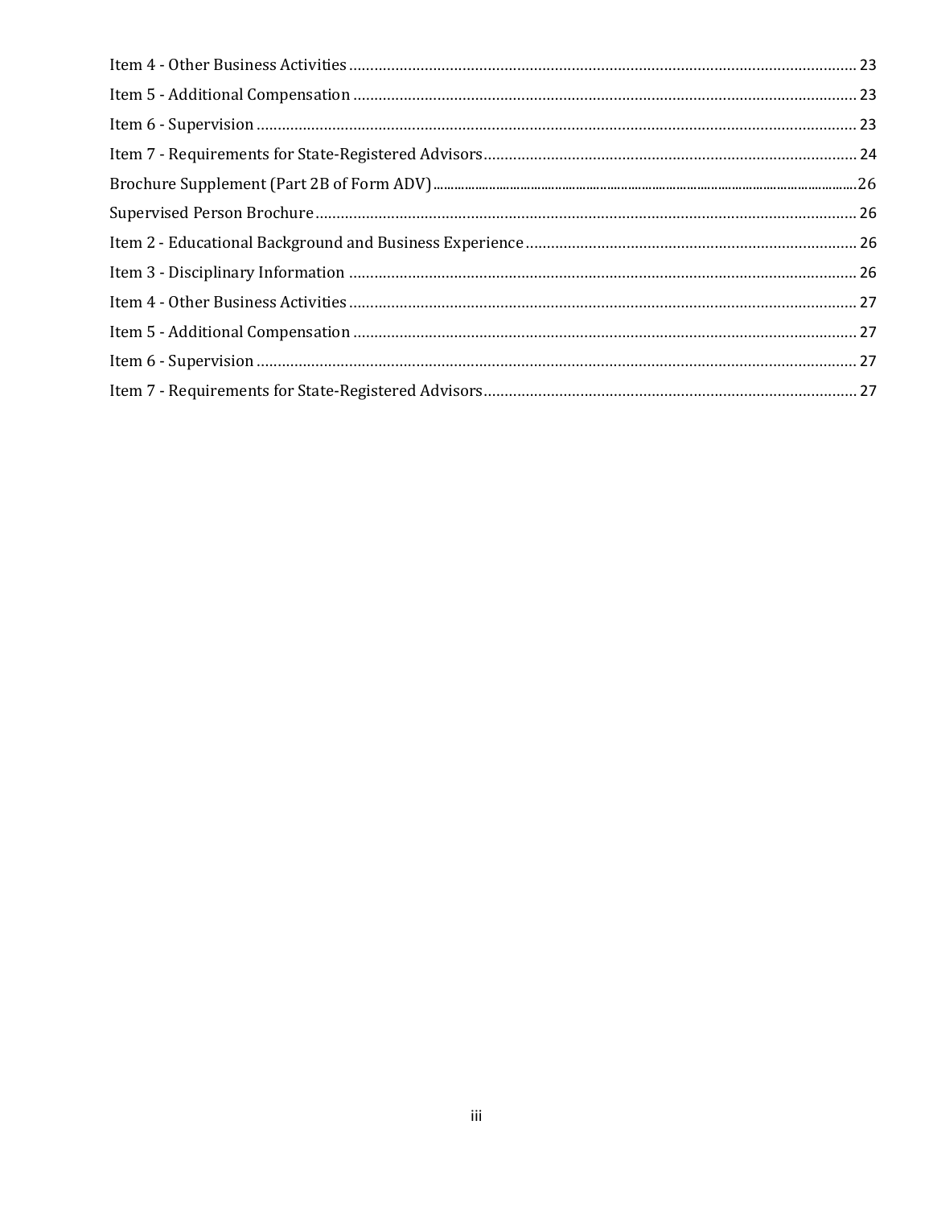Item 4 - Other Business Activities ........................................................................................................ 23

Item 5 - Additional Compensation ....................................................................................................... 23

Item 6 - Supervision ............................................................................................................................. 23

Item 7 - Requirements for State-Registered Advisors ......................................................................... 24

Brochure Supplement (Part 2B of Form ADV) ........................................................................................26

Supervised Person Brochure ................................................................................................................ 26

Item 2 - Educational Background and Business Experience ............................................................... 26

Item 3 - Disciplinary Information ........................................................................................................ 26

Item 4 - Other Business Activities ........................................................................................................ 27

Item 5 - Additional Compensation ....................................................................................................... 27

Item 6 - Supervision ............................................................................................................................. 27

Item 7 - Requirements for State-Registered Advisors ......................................................................... 27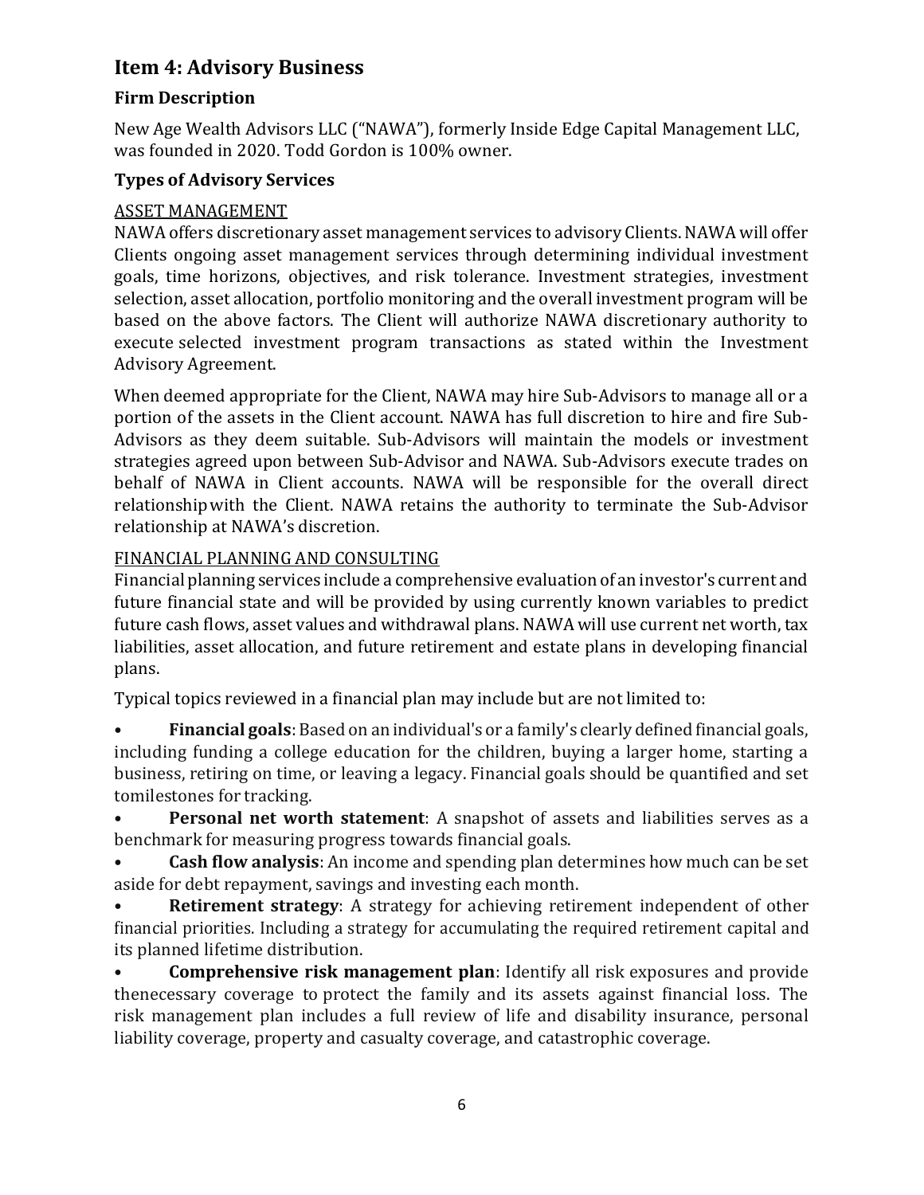## Item 4: Advisory Business

### Firm Description

New Age Wealth Advisors LLC ("NAWA"), formerly Inside Edge Capital Management LLC, was founded in 2020. Todd Gordon is 100% owner.

### Types of Advisory Services

ASSET MANAGEMENT

NAWA offers discretionary asset management services to advisory Clients. NAWA will offer Clients ongoing asset management services through determining individual investment goals, time horizons, objectives, and risk tolerance. Investment strategies, investment selection, asset allocation, portfolio monitoring and the overall investment program will be based on the above factors. The Client will authorize NAWA discretionary authority to execute selected investment program transactions as stated within the Investment Advisory Agreement.

When deemed appropriate for the Client, NAWA may hire Sub-Advisors to manage all or a portion of the assets in the Client account. NAWA has full discretion to hire and fire Sub-Advisors as they deem suitable. Sub-Advisors will maintain the models or investment strategies agreed upon between Sub-Advisor and NAWA. Sub-Advisors execute trades on behalf of NAWA in Client accounts. NAWA will be responsible for the overall direct relationship with the Client. NAWA retains the authority to terminate the Sub-Advisor relationship at NAWA's discretion.

FINANCIAL PLANNING AND CONSULTING

Financial planning services include a comprehensive evaluation of an investor's current and future financial state and will be provided by using currently known variables to predict future cash flows, asset values and withdrawal plans. NAWA will use current net worth, tax liabilities, asset allocation, and future retirement and estate plans in developing financial plans.

Typical topics reviewed in a financial plan may include but are not limited to:

- **Financial goals**: Based on an individual's or a family's clearly defined financial goals, including funding a college education for the children, buying a larger home, starting a business, retiring on time, or leaving a legacy. Financial goals should be quantified and set tomilestones for tracking.
- **Personal net worth statement**: A snapshot of assets and liabilities serves as a benchmark for measuring progress towards financial goals.
- **Cash flow analysis**: An income and spending plan determines how much can be set aside for debt repayment, savings and investing each month.
- **Retirement strategy**: A strategy for achieving retirement independent of other financial priorities. Including a strategy for accumulating the required retirement capital and its planned lifetime distribution.
- **Comprehensive risk management plan**: Identify all risk exposures and provide thenecessary coverage to protect the family and its assets against financial loss. The risk management plan includes a full review of life and disability insurance, personal liability coverage, property and casualty coverage, and catastrophic coverage.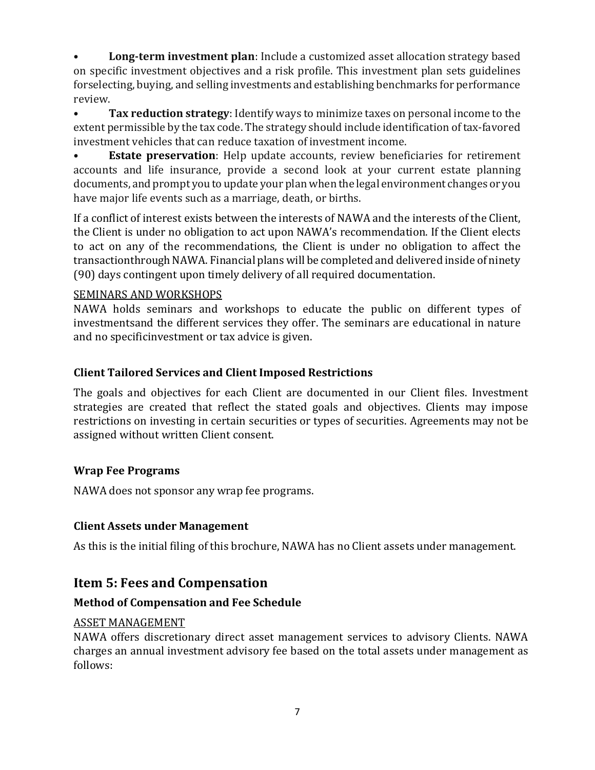- **Long-term investment plan**: Include a customized asset allocation strategy based on specific investment objectives and a risk profile. This investment plan sets guidelines forselecting, buying, and selling investments and establishing benchmarks for performance review.
- **Tax reduction strategy**: Identify ways to minimize taxes on personal income to the extent permissible by the tax code. The strategy should include identification of tax-favored investment vehicles that can reduce taxation of investment income.
- **Estate preservation**: Help update accounts, review beneficiaries for retirement accounts and life insurance, provide a second look at your current estate planning documents, and prompt you to update your plan when the legal environment changes or you have major life events such as a marriage, death, or births.

If a conflict of interest exists between the interests of NAWA and the interests of the Client, the Client is under no obligation to act upon NAWA's recommendation. If the Client elects to act on any of the recommendations, the Client is under no obligation to affect the transactionthrough NAWA. Financial plans will be completed and delivered inside of ninety (90) days contingent upon timely delivery of all required documentation.

<u>SEMINARS AND WORKSHOPS</u>
NAWA holds seminars and workshops to educate the public on different types of investmentsand the different services they offer. The seminars are educational in nature and no specificinvestment or tax advice is given.

### Client Tailored Services and Client Imposed Restrictions

The goals and objectives for each Client are documented in our Client files. Investment strategies are created that reflect the stated goals and objectives. Clients may impose restrictions on investing in certain securities or types of securities. Agreements may not be assigned without written Client consent.

### Wrap Fee Programs

NAWA does not sponsor any wrap fee programs.

### Client Assets under Management

As this is the initial filing of this brochure, NAWA has no Client assets under management.

## Item 5: Fees and Compensation

### Method of Compensation and Fee Schedule

<u>ASSET MANAGEMENT</u>
NAWA offers discretionary direct asset management services to advisory Clients. NAWA charges an annual investment advisory fee based on the total assets under management as follows: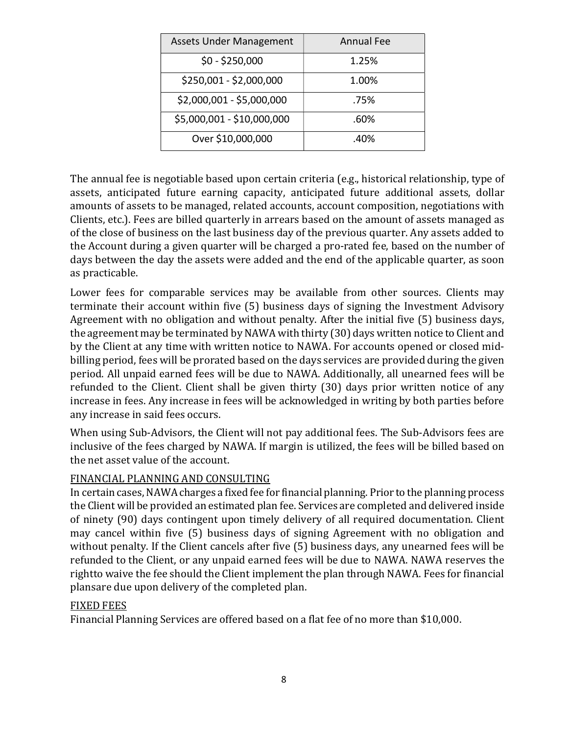| Assets Under Management | Annual Fee |
| --- | --- |
| $0 - $250,000 | 1.25% |
| $250,001 - $2,000,000 | 1.00% |
| $2,000,001 - $5,000,000 | .75% |
| $5,000,001 - $10,000,000 | .60% |
| Over $10,000,000 | .40% |

The annual fee is negotiable based upon certain criteria (e.g., historical relationship, type of assets, anticipated future earning capacity, anticipated future additional assets, dollar amounts of assets to be managed, related accounts, account composition, negotiations with Clients, etc.). Fees are billed quarterly in arrears based on the amount of assets managed as of the close of business on the last business day of the previous quarter. Any assets added to the Account during a given quarter will be charged a pro-rated fee, based on the number of days between the day the assets were added and the end of the applicable quarter, as soon as practicable.

Lower fees for comparable services may be available from other sources. Clients may terminate their account within five (5) business days of signing the Investment Advisory Agreement with no obligation and without penalty. After the initial five (5) business days, the agreement may be terminated by NAWA with thirty (30) days written notice to Client and by the Client at any time with written notice to NAWA. For accounts opened or closed mid-billing period, fees will be prorated based on the days services are provided during the given period. All unpaid earned fees will be due to NAWA. Additionally, all unearned fees will be refunded to the Client. Client shall be given thirty (30) days prior written notice of any increase in fees. Any increase in fees will be acknowledged in writing by both parties before any increase in said fees occurs.

When using Sub-Advisors, the Client will not pay additional fees. The Sub-Advisors fees are inclusive of the fees charged by NAWA. If margin is utilized, the fees will be billed based on the net asset value of the account.

FINANCIAL PLANNING AND CONSULTING

In certain cases, NAWA charges a fixed fee for financial planning. Prior to the planning process the Client will be provided an estimated plan fee. Services are completed and delivered inside of ninety (90) days contingent upon timely delivery of all required documentation. Client may cancel within five (5) business days of signing Agreement with no obligation and without penalty. If the Client cancels after five (5) business days, any unearned fees will be refunded to the Client, or any unpaid earned fees will be due to NAWA. NAWA reserves the rightto waive the fee should the Client implement the plan through NAWA. Fees for financial plansare due upon delivery of the completed plan.

FIXED FEES

Financial Planning Services are offered based on a flat fee of no more than $10,000.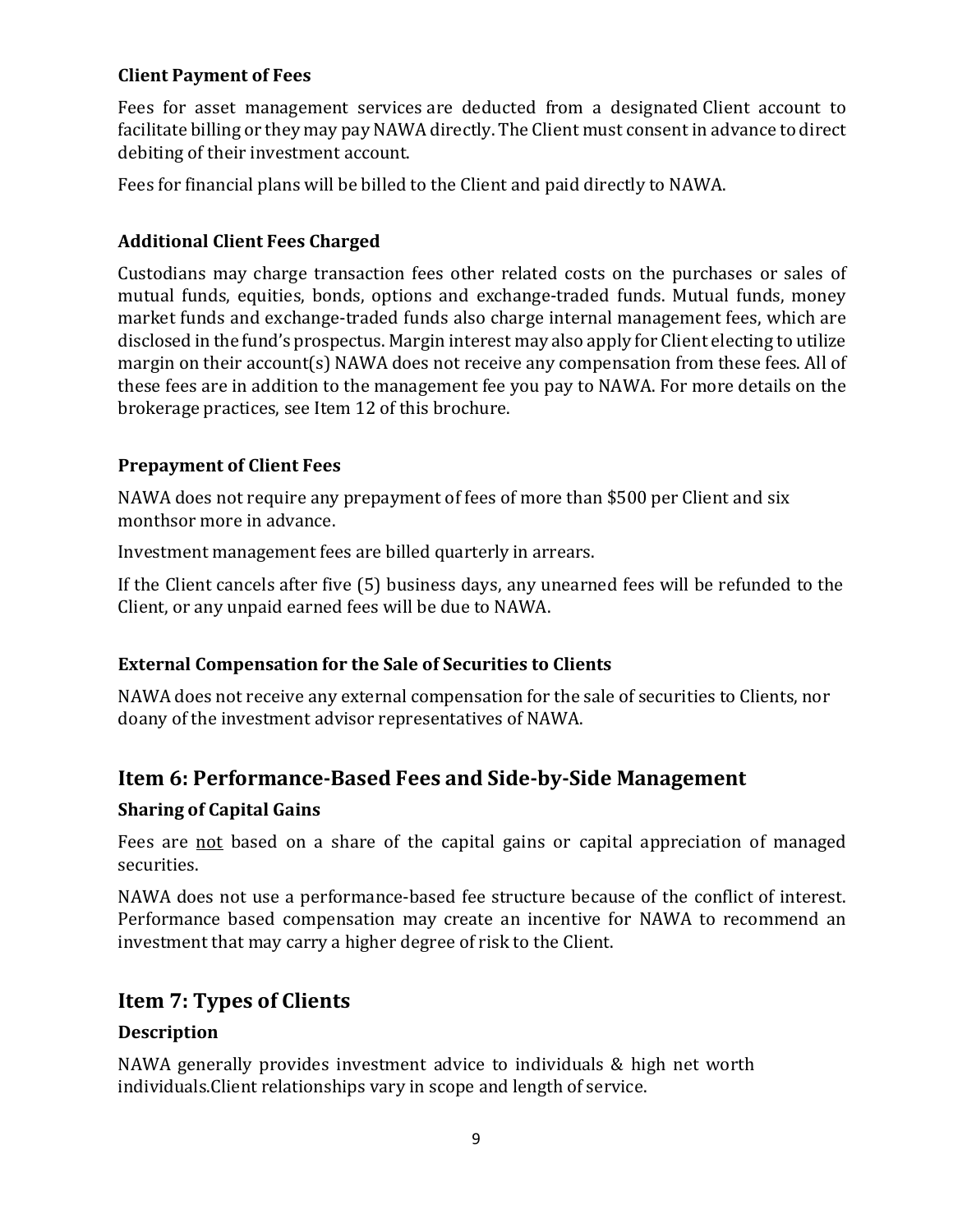### Client Payment of Fees

Fees for asset management services are deducted from a designated Client account to facilitate billing or they may pay NAWA directly. The Client must consent in advance to direct debiting of their investment account.

Fees for financial plans will be billed to the Client and paid directly to NAWA.

### Additional Client Fees Charged

Custodians may charge transaction fees other related costs on the purchases or sales of mutual funds, equities, bonds, options and exchange-traded funds. Mutual funds, money market funds and exchange-traded funds also charge internal management fees, which are disclosed in the fund's prospectus. Margin interest may also apply for Client electing to utilize margin on their account(s) NAWA does not receive any compensation from these fees. All of these fees are in addition to the management fee you pay to NAWA. For more details on the brokerage practices, see Item 12 of this brochure.

### Prepayment of Client Fees

NAWA does not require any prepayment of fees of more than $500 per Client and six monthsor more in advance.

Investment management fees are billed quarterly in arrears.

If the Client cancels after five (5) business days, any unearned fees will be refunded to the Client, or any unpaid earned fees will be due to NAWA.

### External Compensation for the Sale of Securities to Clients

NAWA does not receive any external compensation for the sale of securities to Clients, nor doany of the investment advisor representatives of NAWA.

## Item 6: Performance-Based Fees and Side-by-Side Management

### Sharing of Capital Gains

Fees are not based on a share of the capital gains or capital appreciation of managed securities.

NAWA does not use a performance-based fee structure because of the conflict of interest. Performance based compensation may create an incentive for NAWA to recommend an investment that may carry a higher degree of risk to the Client.

## Item 7: Types of Clients

### Description

NAWA generally provides investment advice to individuals & high net worth individuals.Client relationships vary in scope and length of service.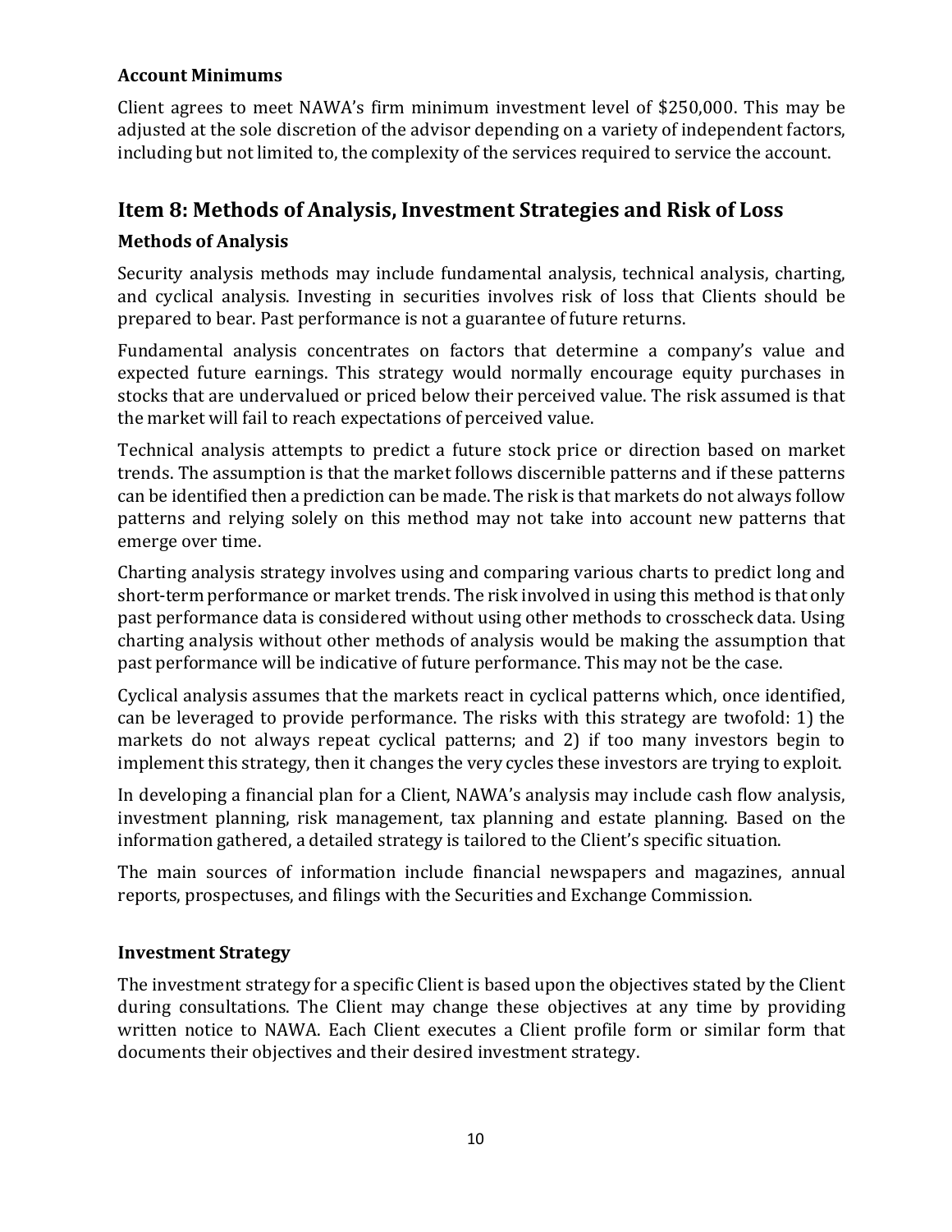### Account Minimums

Client agrees to meet NAWA's firm minimum investment level of $250,000. This may be adjusted at the sole discretion of the advisor depending on a variety of independent factors, including but not limited to, the complexity of the services required to service the account.

## Item 8: Methods of Analysis, Investment Strategies and Risk of Loss

### Methods of Analysis

Security analysis methods may include fundamental analysis, technical analysis, charting, and cyclical analysis. Investing in securities involves risk of loss that Clients should be prepared to bear. Past performance is not a guarantee of future returns.

Fundamental analysis concentrates on factors that determine a company's value and expected future earnings. This strategy would normally encourage equity purchases in stocks that are undervalued or priced below their perceived value. The risk assumed is that the market will fail to reach expectations of perceived value.

Technical analysis attempts to predict a future stock price or direction based on market trends. The assumption is that the market follows discernible patterns and if these patterns can be identified then a prediction can be made. The risk is that markets do not always follow patterns and relying solely on this method may not take into account new patterns that emerge over time.

Charting analysis strategy involves using and comparing various charts to predict long and short-term performance or market trends. The risk involved in using this method is that only past performance data is considered without using other methods to crosscheck data. Using charting analysis without other methods of analysis would be making the assumption that past performance will be indicative of future performance. This may not be the case.

Cyclical analysis assumes that the markets react in cyclical patterns which, once identified, can be leveraged to provide performance. The risks with this strategy are twofold: 1) the markets do not always repeat cyclical patterns; and 2) if too many investors begin to implement this strategy, then it changes the very cycles these investors are trying to exploit.

In developing a financial plan for a Client, NAWA's analysis may include cash flow analysis, investment planning, risk management, tax planning and estate planning. Based on the information gathered, a detailed strategy is tailored to the Client's specific situation.

The main sources of information include financial newspapers and magazines, annual reports, prospectuses, and filings with the Securities and Exchange Commission.

### Investment Strategy

The investment strategy for a specific Client is based upon the objectives stated by the Client during consultations. The Client may change these objectives at any time by providing written notice to NAWA. Each Client executes a Client profile form or similar form that documents their objectives and their desired investment strategy.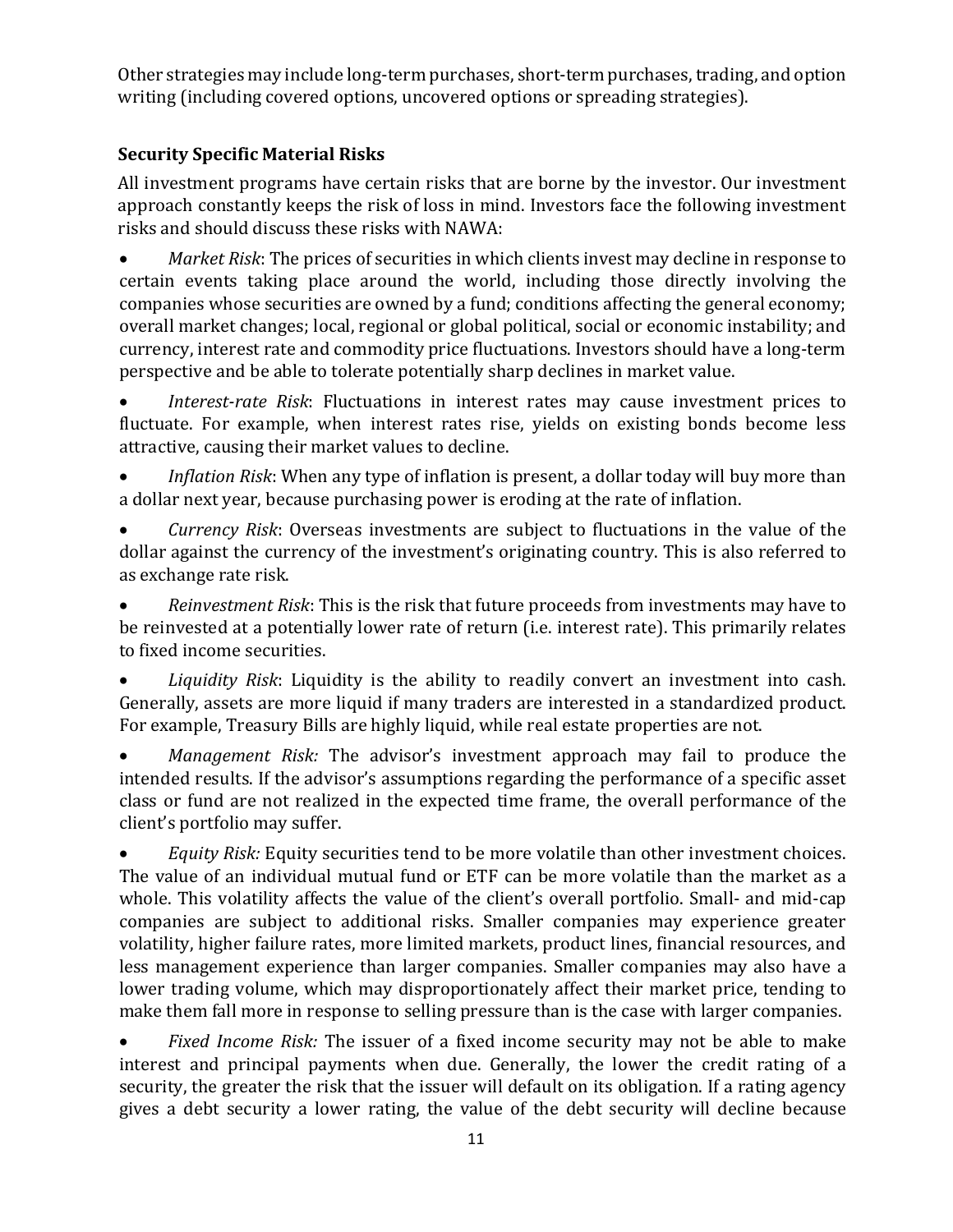Other strategies may include long-term purchases, short-term purchases, trading, and option writing (including covered options, uncovered options or spreading strategies).

### Security Specific Material Risks

All investment programs have certain risks that are borne by the investor. Our investment approach constantly keeps the risk of loss in mind. Investors face the following investment risks and should discuss these risks with NAWA:

- *Market Risk*: The prices of securities in which clients invest may decline in response to certain events taking place around the world, including those directly involving the companies whose securities are owned by a fund; conditions affecting the general economy; overall market changes; local, regional or global political, social or economic instability; and currency, interest rate and commodity price fluctuations. Investors should have a long-term perspective and be able to tolerate potentially sharp declines in market value.
- *Interest-rate Risk*: Fluctuations in interest rates may cause investment prices to fluctuate. For example, when interest rates rise, yields on existing bonds become less attractive, causing their market values to decline.
- *Inflation Risk*: When any type of inflation is present, a dollar today will buy more than a dollar next year, because purchasing power is eroding at the rate of inflation.
- *Currency Risk*: Overseas investments are subject to fluctuations in the value of the dollar against the currency of the investment's originating country. This is also referred to as exchange rate risk.
- *Reinvestment Risk*: This is the risk that future proceeds from investments may have to be reinvested at a potentially lower rate of return (i.e. interest rate). This primarily relates to fixed income securities.
- *Liquidity Risk*: Liquidity is the ability to readily convert an investment into cash. Generally, assets are more liquid if many traders are interested in a standardized product. For example, Treasury Bills are highly liquid, while real estate properties are not.
- *Management Risk:* The advisor's investment approach may fail to produce the intended results. If the advisor's assumptions regarding the performance of a specific asset class or fund are not realized in the expected time frame, the overall performance of the client's portfolio may suffer.
- *Equity Risk:* Equity securities tend to be more volatile than other investment choices. The value of an individual mutual fund or ETF can be more volatile than the market as a whole. This volatility affects the value of the client's overall portfolio. Small- and mid-cap companies are subject to additional risks. Smaller companies may experience greater volatility, higher failure rates, more limited markets, product lines, financial resources, and less management experience than larger companies. Smaller companies may also have a lower trading volume, which may disproportionately affect their market price, tending to make them fall more in response to selling pressure than is the case with larger companies.
- *Fixed Income Risk:* The issuer of a fixed income security may not be able to make interest and principal payments when due. Generally, the lower the credit rating of a security, the greater the risk that the issuer will default on its obligation. If a rating agency gives a debt security a lower rating, the value of the debt security will decline because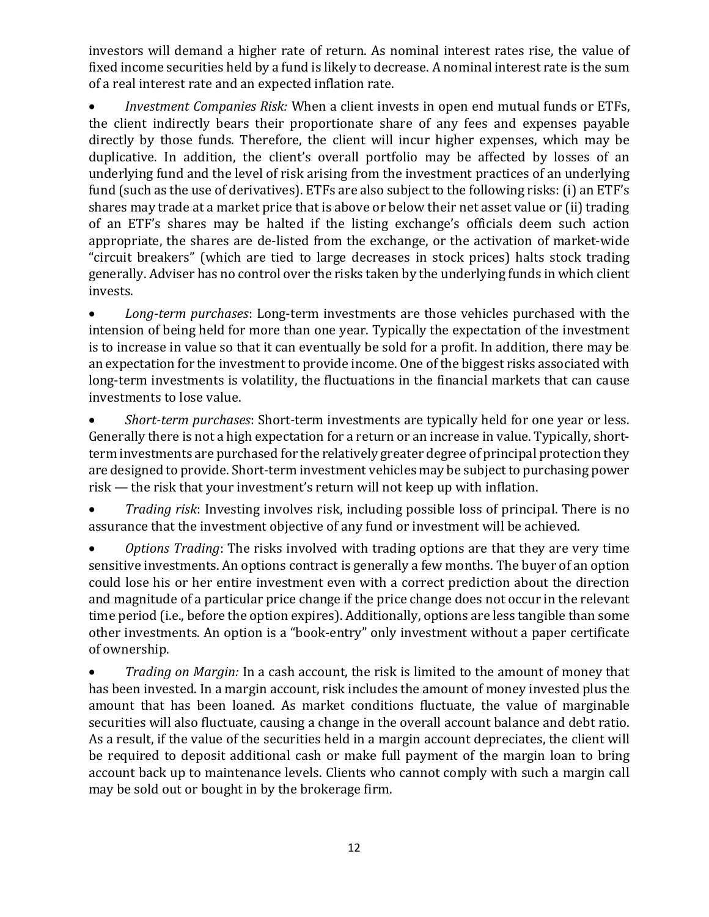investors will demand a higher rate of return. As nominal interest rates rise, the value of fixed income securities held by a fund is likely to decrease. A nominal interest rate is the sum of a real interest rate and an expected inflation rate.

- *Investment Companies Risk:* When a client invests in open end mutual funds or ETFs, the client indirectly bears their proportionate share of any fees and expenses payable directly by those funds. Therefore, the client will incur higher expenses, which may be duplicative. In addition, the client's overall portfolio may be affected by losses of an underlying fund and the level of risk arising from the investment practices of an underlying fund (such as the use of derivatives). ETFs are also subject to the following risks: (i) an ETF's shares may trade at a market price that is above or below their net asset value or (ii) trading of an ETF's shares may be halted if the listing exchange's officials deem such action appropriate, the shares are de-listed from the exchange, or the activation of market-wide "circuit breakers" (which are tied to large decreases in stock prices) halts stock trading generally. Adviser has no control over the risks taken by the underlying funds in which client invests.

- *Long-term purchases*: Long-term investments are those vehicles purchased with the intension of being held for more than one year. Typically the expectation of the investment is to increase in value so that it can eventually be sold for a profit. In addition, there may be an expectation for the investment to provide income. One of the biggest risks associated with long-term investments is volatility, the fluctuations in the financial markets that can cause investments to lose value.

- *Short-term purchases*: Short-term investments are typically held for one year or less. Generally there is not a high expectation for a return or an increase in value. Typically, short-term investments are purchased for the relatively greater degree of principal protection they are designed to provide. Short-term investment vehicles may be subject to purchasing power risk — the risk that your investment's return will not keep up with inflation.

- *Trading risk*: Investing involves risk, including possible loss of principal. There is no assurance that the investment objective of any fund or investment will be achieved.

- *Options Trading*: The risks involved with trading options are that they are very time sensitive investments. An options contract is generally a few months. The buyer of an option could lose his or her entire investment even with a correct prediction about the direction and magnitude of a particular price change if the price change does not occur in the relevant time period (i.e., before the option expires). Additionally, options are less tangible than some other investments. An option is a "book-entry" only investment without a paper certificate of ownership.

- *Trading on Margin:* In a cash account, the risk is limited to the amount of money that has been invested. In a margin account, risk includes the amount of money invested plus the amount that has been loaned. As market conditions fluctuate, the value of marginable securities will also fluctuate, causing a change in the overall account balance and debt ratio. As a result, if the value of the securities held in a margin account depreciates, the client will be required to deposit additional cash or make full payment of the margin loan to bring account back up to maintenance levels. Clients who cannot comply with such a margin call may be sold out or bought in by the brokerage firm.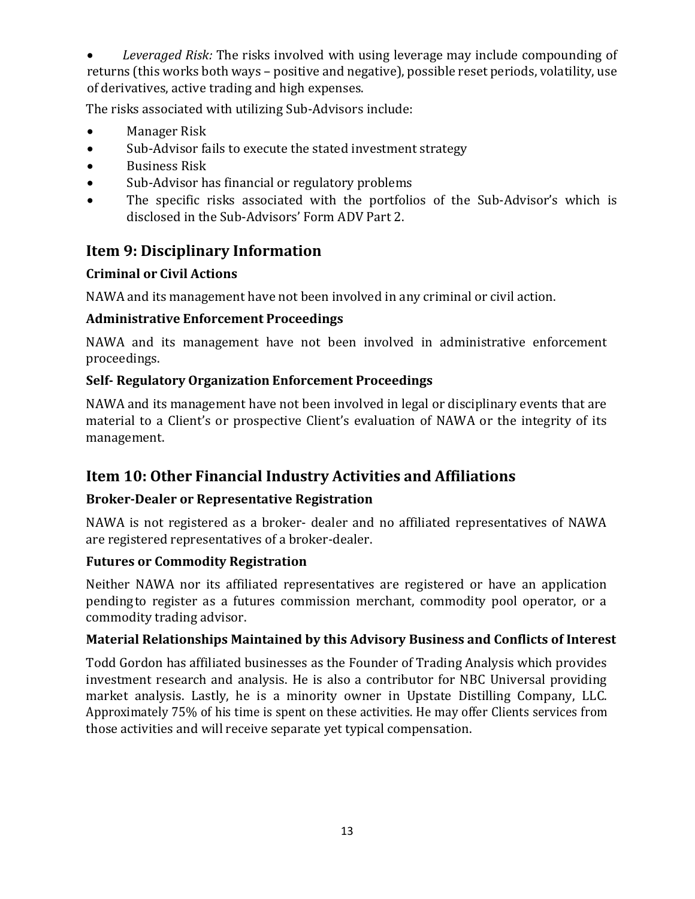- *Leveraged Risk:* The risks involved with using leverage may include compounding of returns (this works both ways – positive and negative), possible reset periods, volatility, use of derivatives, active trading and high expenses.

The risks associated with utilizing Sub-Advisors include:

- Manager Risk
- Sub-Advisor fails to execute the stated investment strategy
- Business Risk
- Sub-Advisor has financial or regulatory problems
- The specific risks associated with the portfolios of the Sub-Advisor's which is disclosed in the Sub-Advisors' Form ADV Part 2.

## Item 9: Disciplinary Information

### Criminal or Civil Actions

NAWA and its management have not been involved in any criminal or civil action.

### Administrative Enforcement Proceedings

NAWA and its management have not been involved in administrative enforcement proceedings.

### Self- Regulatory Organization Enforcement Proceedings

NAWA and its management have not been involved in legal or disciplinary events that are material to a Client's or prospective Client's evaluation of NAWA or the integrity of its management.

## Item 10: Other Financial Industry Activities and Affiliations

### Broker-Dealer or Representative Registration

NAWA is not registered as a broker- dealer and no affiliated representatives of NAWA are registered representatives of a broker-dealer.

### Futures or Commodity Registration

Neither NAWA nor its affiliated representatives are registered or have an application pending to register as a futures commission merchant, commodity pool operator, or a commodity trading advisor.

### Material Relationships Maintained by this Advisory Business and Conflicts of Interest

Todd Gordon has affiliated businesses as the Founder of Trading Analysis which provides investment research and analysis. He is also a contributor for NBC Universal providing market analysis. Lastly, he is a minority owner in Upstate Distilling Company, LLC. Approximately 75% of his time is spent on these activities. He may offer Clients services from those activities and will receive separate yet typical compensation.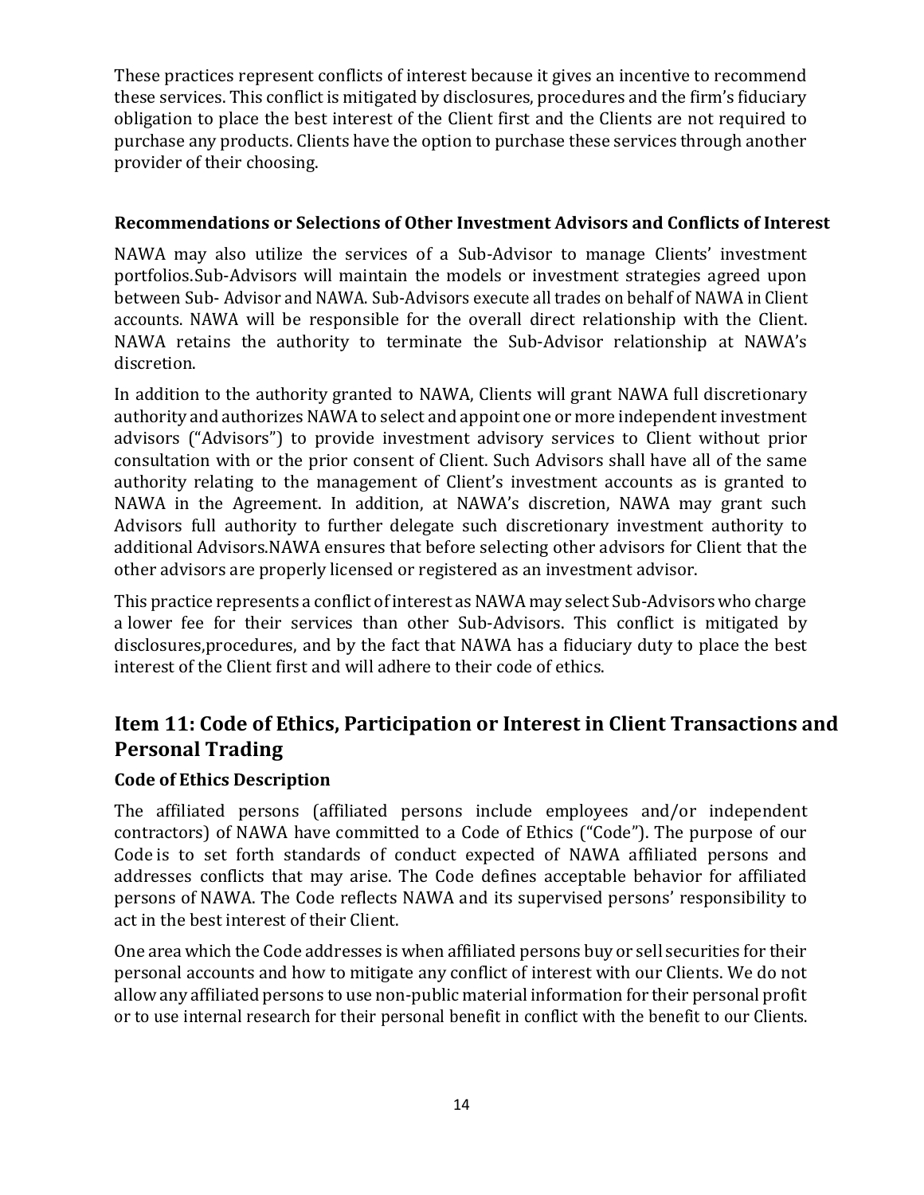These practices represent conflicts of interest because it gives an incentive to recommend these services. This conflict is mitigated by disclosures, procedures and the firm's fiduciary obligation to place the best interest of the Client first and the Clients are not required to purchase any products. Clients have the option to purchase these services through another provider of their choosing.

### Recommendations or Selections of Other Investment Advisors and Conflicts of Interest

NAWA may also utilize the services of a Sub-Advisor to manage Clients' investment portfolios.Sub-Advisors will maintain the models or investment strategies agreed upon between Sub- Advisor and NAWA. Sub-Advisors execute all trades on behalf of NAWA in Client accounts. NAWA will be responsible for the overall direct relationship with the Client. NAWA retains the authority to terminate the Sub-Advisor relationship at NAWA's discretion.

In addition to the authority granted to NAWA, Clients will grant NAWA full discretionary authority and authorizes NAWA to select and appoint one or more independent investment advisors ("Advisors") to provide investment advisory services to Client without prior consultation with or the prior consent of Client. Such Advisors shall have all of the same authority relating to the management of Client's investment accounts as is granted to NAWA in the Agreement. In addition, at NAWA's discretion, NAWA may grant such Advisors full authority to further delegate such discretionary investment authority to additional Advisors.NAWA ensures that before selecting other advisors for Client that the other advisors are properly licensed or registered as an investment advisor.

This practice represents a conflict of interest as NAWA may select Sub-Advisors who charge a lower fee for their services than other Sub-Advisors. This conflict is mitigated by disclosures,procedures, and by the fact that NAWA has a fiduciary duty to place the best interest of the Client first and will adhere to their code of ethics.

## Item 11: Code of Ethics, Participation or Interest in Client Transactions and Personal Trading

### Code of Ethics Description

The affiliated persons (affiliated persons include employees and/or independent contractors) of NAWA have committed to a Code of Ethics ("Code"). The purpose of our Code is to set forth standards of conduct expected of NAWA affiliated persons and addresses conflicts that may arise. The Code defines acceptable behavior for affiliated persons of NAWA. The Code reflects NAWA and its supervised persons' responsibility to act in the best interest of their Client.

One area which the Code addresses is when affiliated persons buy or sell securities for their personal accounts and how to mitigate any conflict of interest with our Clients. We do not allow any affiliated persons to use non-public material information for their personal profit or to use internal research for their personal benefit in conflict with the benefit to our Clients.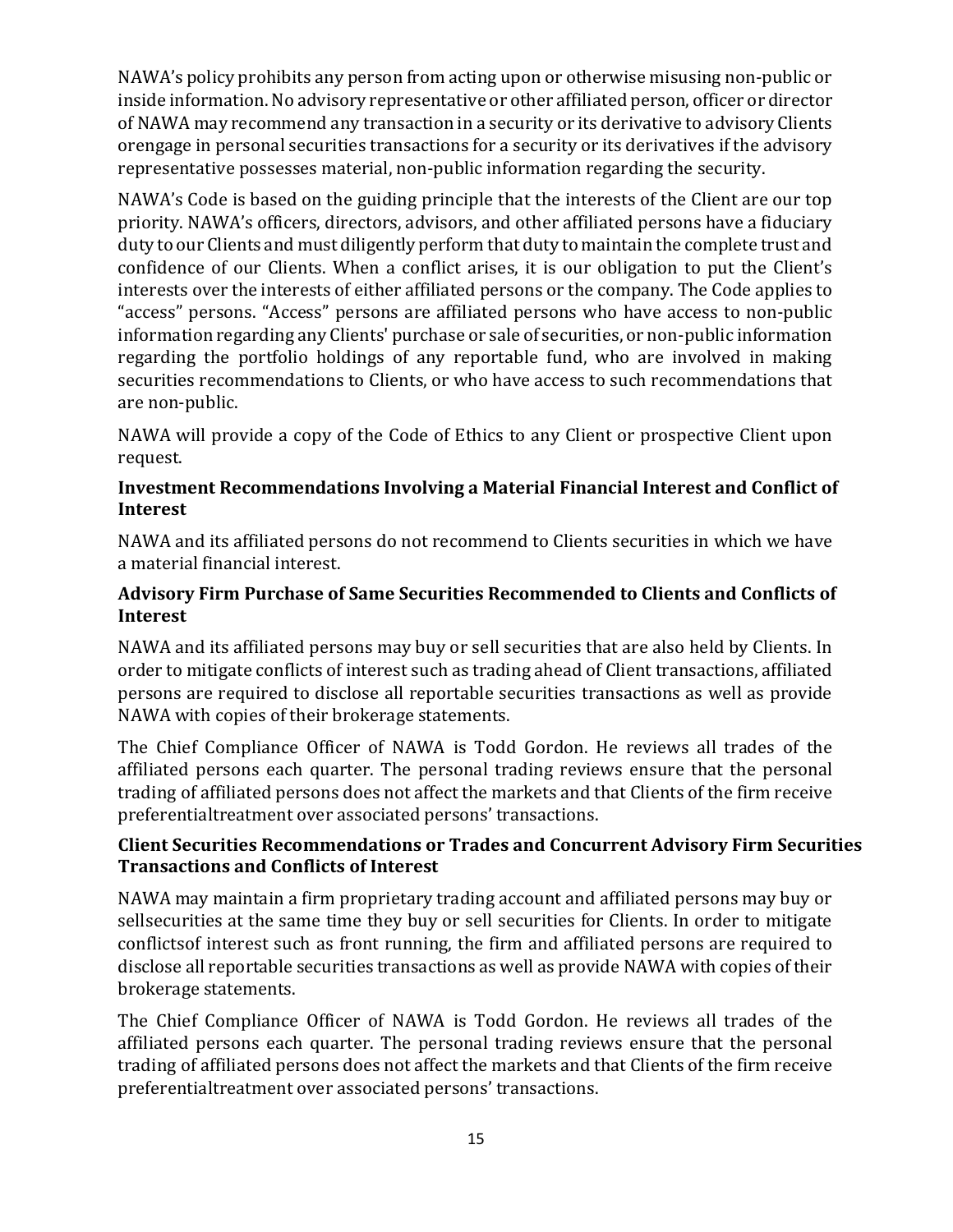NAWA's policy prohibits any person from acting upon or otherwise misusing non-public or inside information. No advisory representative or other affiliated person, officer or director of NAWA may recommend any transaction in a security or its derivative to advisory Clients orengage in personal securities transactions for a security or its derivatives if the advisory representative possesses material, non-public information regarding the security.

NAWA's Code is based on the guiding principle that the interests of the Client are our top priority. NAWA's officers, directors, advisors, and other affiliated persons have a fiduciary duty to our Clients and must diligently perform that duty to maintain the complete trust and confidence of our Clients. When a conflict arises, it is our obligation to put the Client's interests over the interests of either affiliated persons or the company. The Code applies to "access" persons. "Access" persons are affiliated persons who have access to non-public information regarding any Clients' purchase or sale of securities, or non-public information regarding the portfolio holdings of any reportable fund, who are involved in making securities recommendations to Clients, or who have access to such recommendations that are non-public.

NAWA will provide a copy of the Code of Ethics to any Client or prospective Client upon request.

**Investment Recommendations Involving a Material Financial Interest and Conflict of Interest**

NAWA and its affiliated persons do not recommend to Clients securities in which we have a material financial interest.

**Advisory Firm Purchase of Same Securities Recommended to Clients and Conflicts of Interest**

NAWA and its affiliated persons may buy or sell securities that are also held by Clients. In order to mitigate conflicts of interest such as trading ahead of Client transactions, affiliated persons are required to disclose all reportable securities transactions as well as provide NAWA with copies of their brokerage statements.

The Chief Compliance Officer of NAWA is Todd Gordon. He reviews all trades of the affiliated persons each quarter. The personal trading reviews ensure that the personal trading of affiliated persons does not affect the markets and that Clients of the firm receive preferentialtreatment over associated persons' transactions.

**Client Securities Recommendations or Trades and Concurrent Advisory Firm Securities Transactions and Conflicts of Interest**

NAWA may maintain a firm proprietary trading account and affiliated persons may buy or sellsecurities at the same time they buy or sell securities for Clients. In order to mitigate conflictsof interest such as front running, the firm and affiliated persons are required to disclose all reportable securities transactions as well as provide NAWA with copies of their brokerage statements.

The Chief Compliance Officer of NAWA is Todd Gordon. He reviews all trades of the affiliated persons each quarter. The personal trading reviews ensure that the personal trading of affiliated persons does not affect the markets and that Clients of the firm receive preferentialtreatment over associated persons' transactions.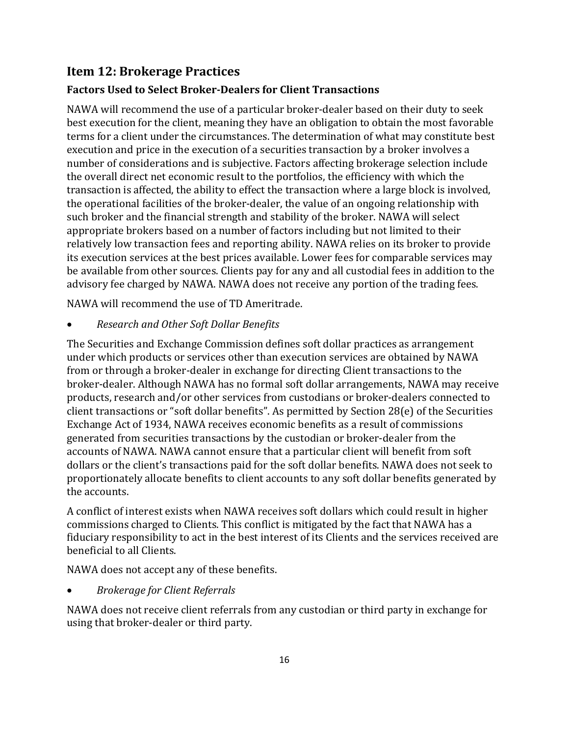## Item 12: Brokerage Practices

### Factors Used to Select Broker-Dealers for Client Transactions

NAWA will recommend the use of a particular broker-dealer based on their duty to seek best execution for the client, meaning they have an obligation to obtain the most favorable terms for a client under the circumstances. The determination of what may constitute best execution and price in the execution of a securities transaction by a broker involves a number of considerations and is subjective. Factors affecting brokerage selection include the overall direct net economic result to the portfolios, the efficiency with which the transaction is affected, the ability to effect the transaction where a large block is involved, the operational facilities of the broker-dealer, the value of an ongoing relationship with such broker and the financial strength and stability of the broker. NAWA will select appropriate brokers based on a number of factors including but not limited to their relatively low transaction fees and reporting ability. NAWA relies on its broker to provide its execution services at the best prices available. Lower fees for comparable services may be available from other sources. Clients pay for any and all custodial fees in addition to the advisory fee charged by NAWA. NAWA does not receive any portion of the trading fees.

NAWA will recommend the use of TD Ameritrade.

- *Research and Other Soft Dollar Benefits*

The Securities and Exchange Commission defines soft dollar practices as arrangement under which products or services other than execution services are obtained by NAWA from or through a broker-dealer in exchange for directing Client transactions to the broker-dealer. Although NAWA has no formal soft dollar arrangements, NAWA may receive products, research and/or other services from custodians or broker-dealers connected to client transactions or "soft dollar benefits". As permitted by Section 28(e) of the Securities Exchange Act of 1934, NAWA receives economic benefits as a result of commissions generated from securities transactions by the custodian or broker-dealer from the accounts of NAWA. NAWA cannot ensure that a particular client will benefit from soft dollars or the client's transactions paid for the soft dollar benefits. NAWA does not seek to proportionately allocate benefits to client accounts to any soft dollar benefits generated by the accounts.

A conflict of interest exists when NAWA receives soft dollars which could result in higher commissions charged to Clients. This conflict is mitigated by the fact that NAWA has a fiduciary responsibility to act in the best interest of its Clients and the services received are beneficial to all Clients.

NAWA does not accept any of these benefits.

- *Brokerage for Client Referrals*

NAWA does not receive client referrals from any custodian or third party in exchange for using that broker-dealer or third party.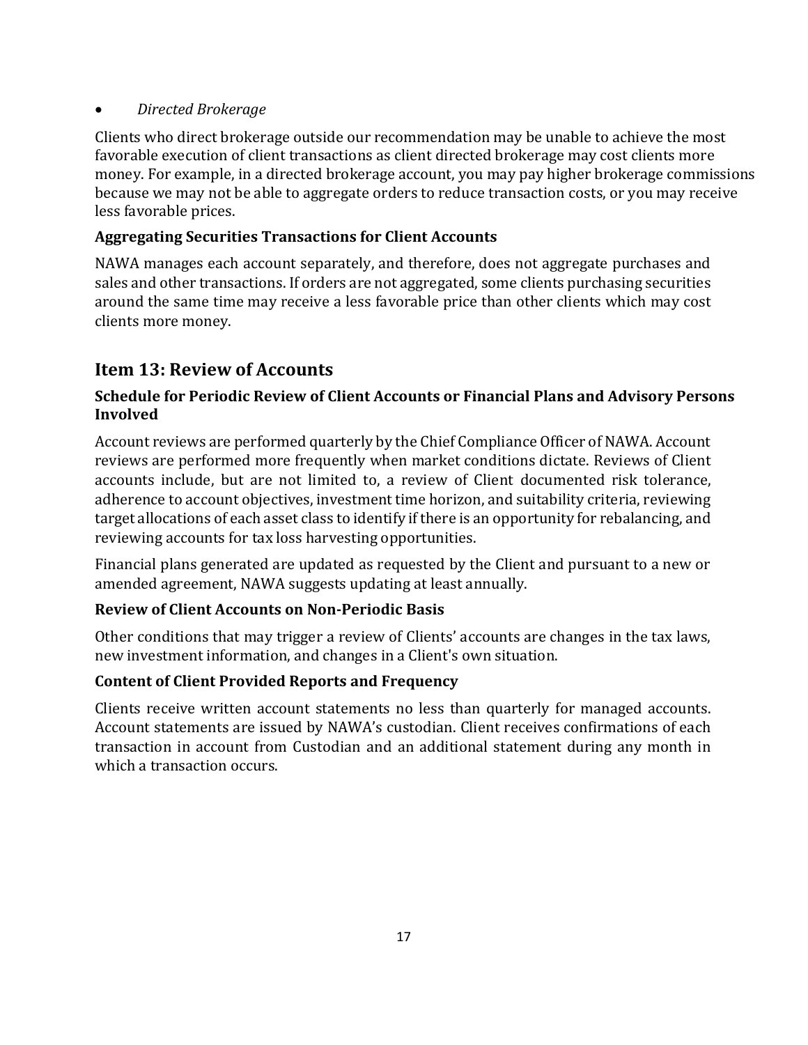- *Directed Brokerage*

Clients who direct brokerage outside our recommendation may be unable to achieve the most favorable execution of client transactions as client directed brokerage may cost clients more money. For example, in a directed brokerage account, you may pay higher brokerage commissions because we may not be able to aggregate orders to reduce transaction costs, or you may receive less favorable prices.

### Aggregating Securities Transactions for Client Accounts

NAWA manages each account separately, and therefore, does not aggregate purchases and sales and other transactions. If orders are not aggregated, some clients purchasing securities around the same time may receive a less favorable price than other clients which may cost clients more money.

## Item 13: Review of Accounts

### Schedule for Periodic Review of Client Accounts or Financial Plans and Advisory Persons Involved

Account reviews are performed quarterly by the Chief Compliance Officer of NAWA. Account reviews are performed more frequently when market conditions dictate. Reviews of Client accounts include, but are not limited to, a review of Client documented risk tolerance, adherence to account objectives, investment time horizon, and suitability criteria, reviewing target allocations of each asset class to identify if there is an opportunity for rebalancing, and reviewing accounts for tax loss harvesting opportunities.

Financial plans generated are updated as requested by the Client and pursuant to a new or amended agreement, NAWA suggests updating at least annually.

### Review of Client Accounts on Non-Periodic Basis

Other conditions that may trigger a review of Clients' accounts are changes in the tax laws, new investment information, and changes in a Client's own situation.

### Content of Client Provided Reports and Frequency

Clients receive written account statements no less than quarterly for managed accounts. Account statements are issued by NAWA's custodian. Client receives confirmations of each transaction in account from Custodian and an additional statement during any month in which a transaction occurs.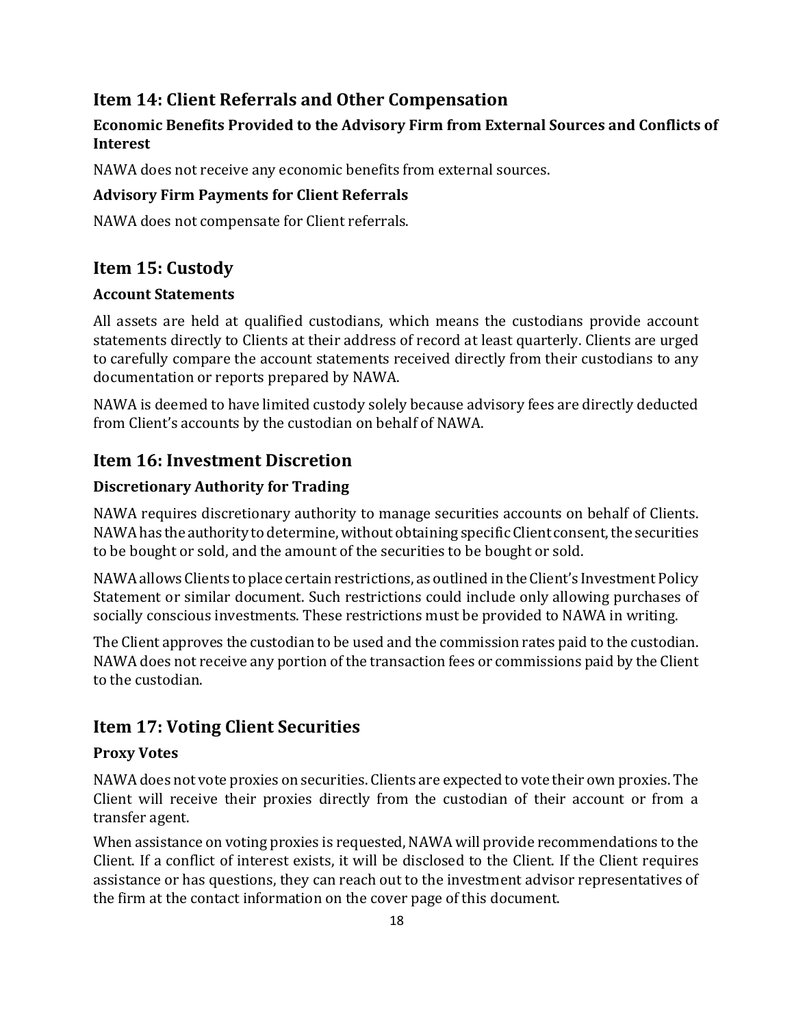## Item 14: Client Referrals and Other Compensation

### Economic Benefits Provided to the Advisory Firm from External Sources and Conflicts of Interest

NAWA does not receive any economic benefits from external sources.

### Advisory Firm Payments for Client Referrals

NAWA does not compensate for Client referrals.

## Item 15: Custody

### Account Statements

All assets are held at qualified custodians, which means the custodians provide account statements directly to Clients at their address of record at least quarterly. Clients are urged to carefully compare the account statements received directly from their custodians to any documentation or reports prepared by NAWA.

NAWA is deemed to have limited custody solely because advisory fees are directly deducted from Client's accounts by the custodian on behalf of NAWA.

## Item 16: Investment Discretion

### Discretionary Authority for Trading

NAWA requires discretionary authority to manage securities accounts on behalf of Clients. NAWA has the authority to determine, without obtaining specific Client consent, the securities to be bought or sold, and the amount of the securities to be bought or sold.

NAWA allows Clients to place certain restrictions, as outlined in the Client's Investment Policy Statement or similar document. Such restrictions could include only allowing purchases of socially conscious investments. These restrictions must be provided to NAWA in writing.

The Client approves the custodian to be used and the commission rates paid to the custodian. NAWA does not receive any portion of the transaction fees or commissions paid by the Client to the custodian.

## Item 17: Voting Client Securities

### Proxy Votes

NAWA does not vote proxies on securities. Clients are expected to vote their own proxies. The Client will receive their proxies directly from the custodian of their account or from a transfer agent.

When assistance on voting proxies is requested, NAWA will provide recommendations to the Client. If a conflict of interest exists, it will be disclosed to the Client. If the Client requires assistance or has questions, they can reach out to the investment advisor representatives of the firm at the contact information on the cover page of this document.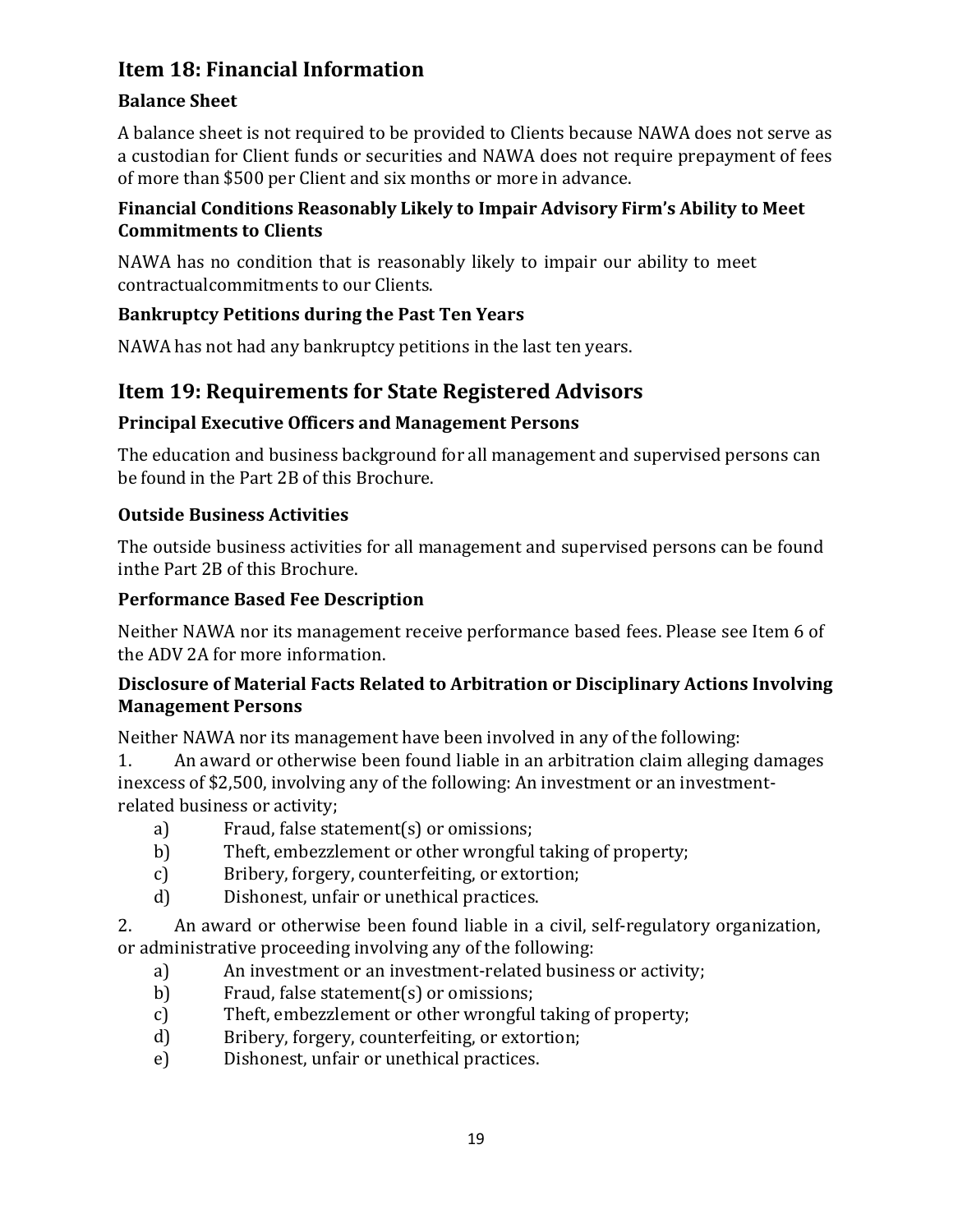## Item 18: Financial Information

### Balance Sheet

A balance sheet is not required to be provided to Clients because NAWA does not serve as a custodian for Client funds or securities and NAWA does not require prepayment of fees of more than $500 per Client and six months or more in advance.

### Financial Conditions Reasonably Likely to Impair Advisory Firm's Ability to Meet Commitments to Clients

NAWA has no condition that is reasonably likely to impair our ability to meet contractualcommitments to our Clients.

### Bankruptcy Petitions during the Past Ten Years

NAWA has not had any bankruptcy petitions in the last ten years.

## Item 19: Requirements for State Registered Advisors

### Principal Executive Officers and Management Persons

The education and business background for all management and supervised persons can be found in the Part 2B of this Brochure.

### Outside Business Activities

The outside business activities for all management and supervised persons can be found inthe Part 2B of this Brochure.

### Performance Based Fee Description

Neither NAWA nor its management receive performance based fees. Please see Item 6 of the ADV 2A for more information.

### Disclosure of Material Facts Related to Arbitration or Disciplinary Actions Involving Management Persons

Neither NAWA nor its management have been involved in any of the following:

1. An award or otherwise been found liable in an arbitration claim alleging damages inexcess of $2,500, involving any of the following: An investment or an investment-related business or activity;
   a) Fraud, false statement(s) or omissions;
   b) Theft, embezzlement or other wrongful taking of property;
   c) Bribery, forgery, counterfeiting, or extortion;
   d) Dishonest, unfair or unethical practices.

2. An award or otherwise been found liable in a civil, self-regulatory organization, or administrative proceeding involving any of the following:
   a) An investment or an investment-related business or activity;
   b) Fraud, false statement(s) or omissions;
   c) Theft, embezzlement or other wrongful taking of property;
   d) Bribery, forgery, counterfeiting, or extortion;
   e) Dishonest, unfair or unethical practices.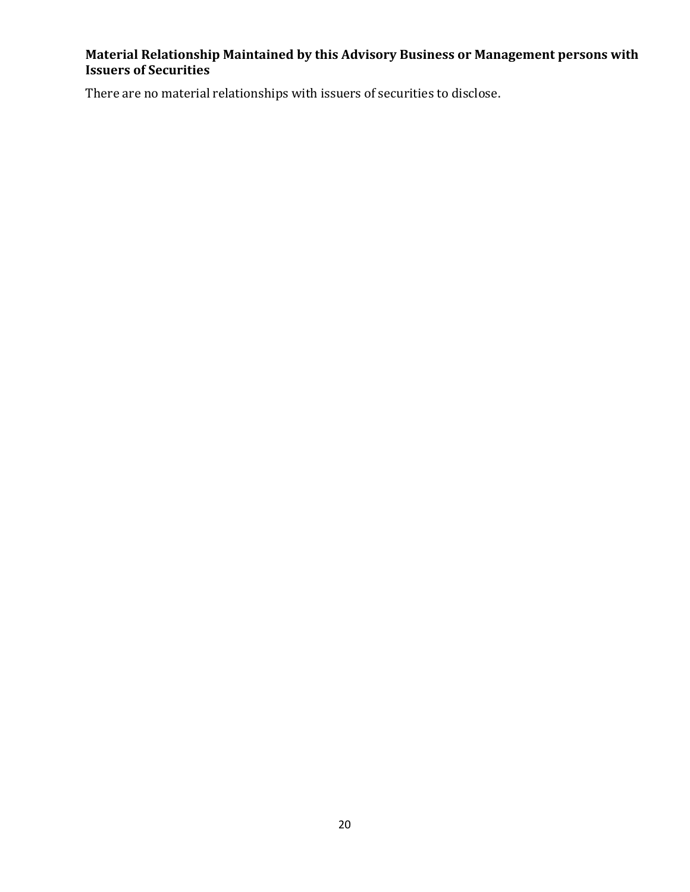### Material Relationship Maintained by this Advisory Business or Management persons with Issuers of Securities

There are no material relationships with issuers of securities to disclose.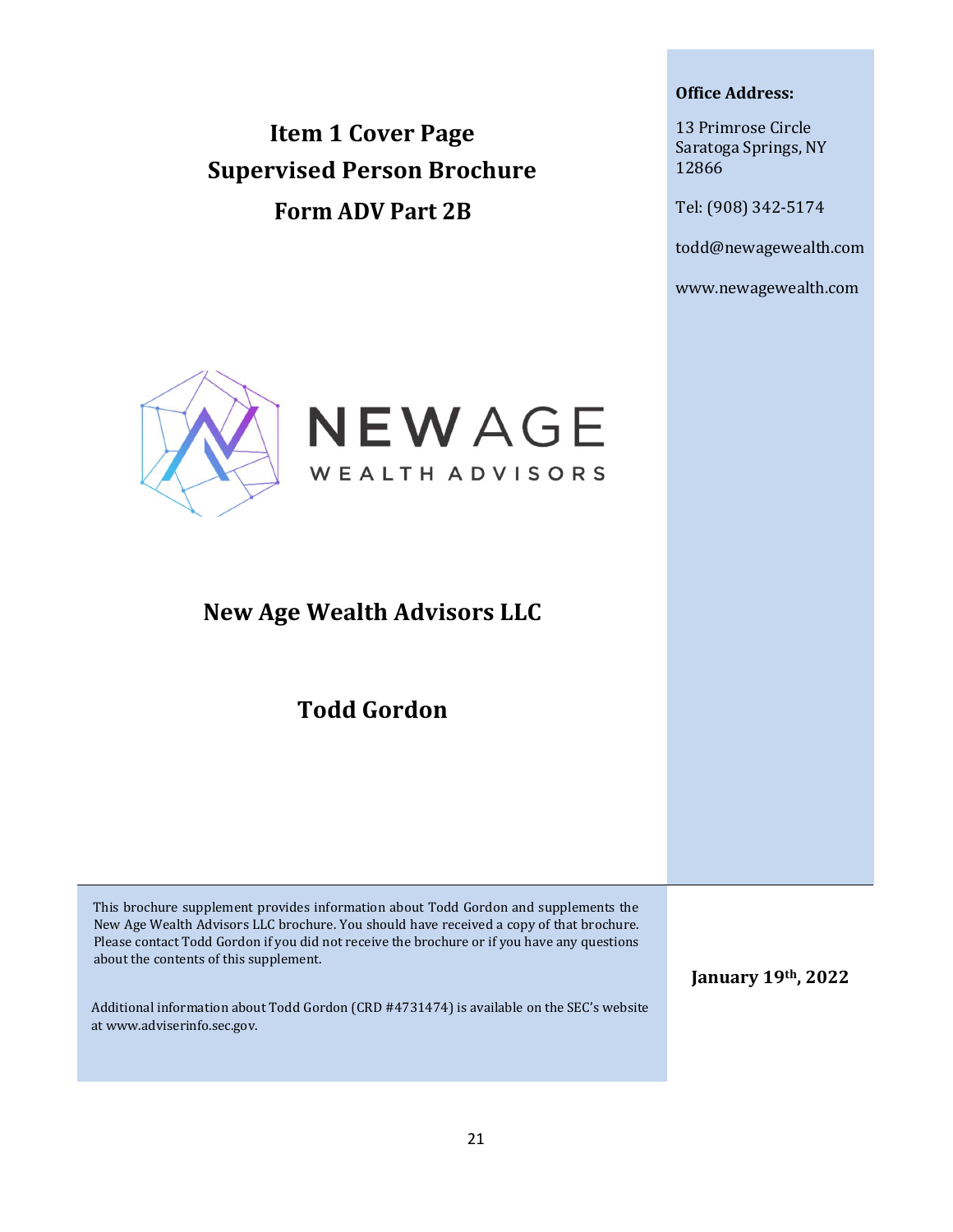# Item 1 Cover Page
# Supervised Person Brochure
# Form ADV Part 2B

**Office Address:**

13 Primrose Circle
Saratoga Springs, NY
12866

Tel: (908) 342-5174

todd@newagewealth.com

www.newagewealth.com

NEW AGE
WEALTH ADVISORS

## New Age Wealth Advisors LLC

## Todd Gordon

This brochure supplement provides information about Todd Gordon and supplements the New Age Wealth Advisors LLC brochure. You should have received a copy of that brochure. Please contact Todd Gordon if you did not receive the brochure or if you have any questions about the contents of this supplement.

Additional information about Todd Gordon (CRD #4731474) is available on the SEC's website at www.adviserinfo.sec.gov.

**January 19th, 2022**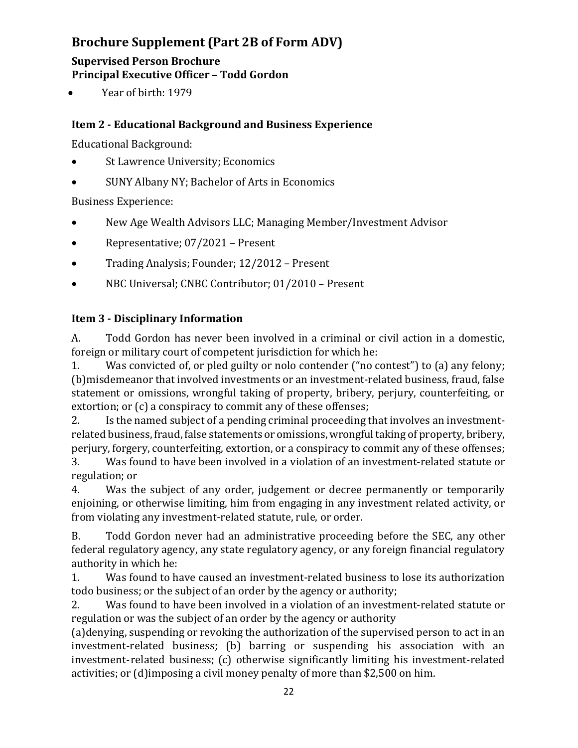# Brochure Supplement (Part 2B of Form ADV)

### Supervised Person Brochure
### Principal Executive Officer – Todd Gordon

- Year of birth: 1979

## Item 2 - Educational Background and Business Experience

Educational Background:

- St Lawrence University; Economics
- SUNY Albany NY; Bachelor of Arts in Economics

Business Experience:

- New Age Wealth Advisors LLC; Managing Member/Investment Advisor
- Representative; 07/2021 – Present
- Trading Analysis; Founder; 12/2012 – Present
- NBC Universal; CNBC Contributor; 01/2010 – Present

## Item 3 - Disciplinary Information

A. Todd Gordon has never been involved in a criminal or civil action in a domestic, foreign or military court of competent jurisdiction for which he:

1. Was convicted of, or pled guilty or nolo contender ("no contest") to (a) any felony; (b)misdemeanor that involved investments or an investment-related business, fraud, false statement or omissions, wrongful taking of property, bribery, perjury, counterfeiting, or extortion; or (c) a conspiracy to commit any of these offenses;
2. Is the named subject of a pending criminal proceeding that involves an investment-related business, fraud, false statements or omissions, wrongful taking of property, bribery, perjury, forgery, counterfeiting, extortion, or a conspiracy to commit any of these offenses;
3. Was found to have been involved in a violation of an investment-related statute or regulation; or
4. Was the subject of any order, judgement or decree permanently or temporarily enjoining, or otherwise limiting, him from engaging in any investment related activity, or from violating any investment-related statute, rule, or order.

B. Todd Gordon never had an administrative proceeding before the SEC, any other federal regulatory agency, any state regulatory agency, or any foreign financial regulatory authority in which he:

1. Was found to have caused an investment-related business to lose its authorization todo business; or the subject of an order by the agency or authority;
2. Was found to have been involved in a violation of an investment-related statute or regulation or was the subject of an order by the agency or authority (a)denying, suspending or revoking the authorization of the supervised person to act in an investment-related business; (b) barring or suspending his association with an investment-related business; (c) otherwise significantly limiting his investment-related activities; or (d)imposing a civil money penalty of more than $2,500 on him.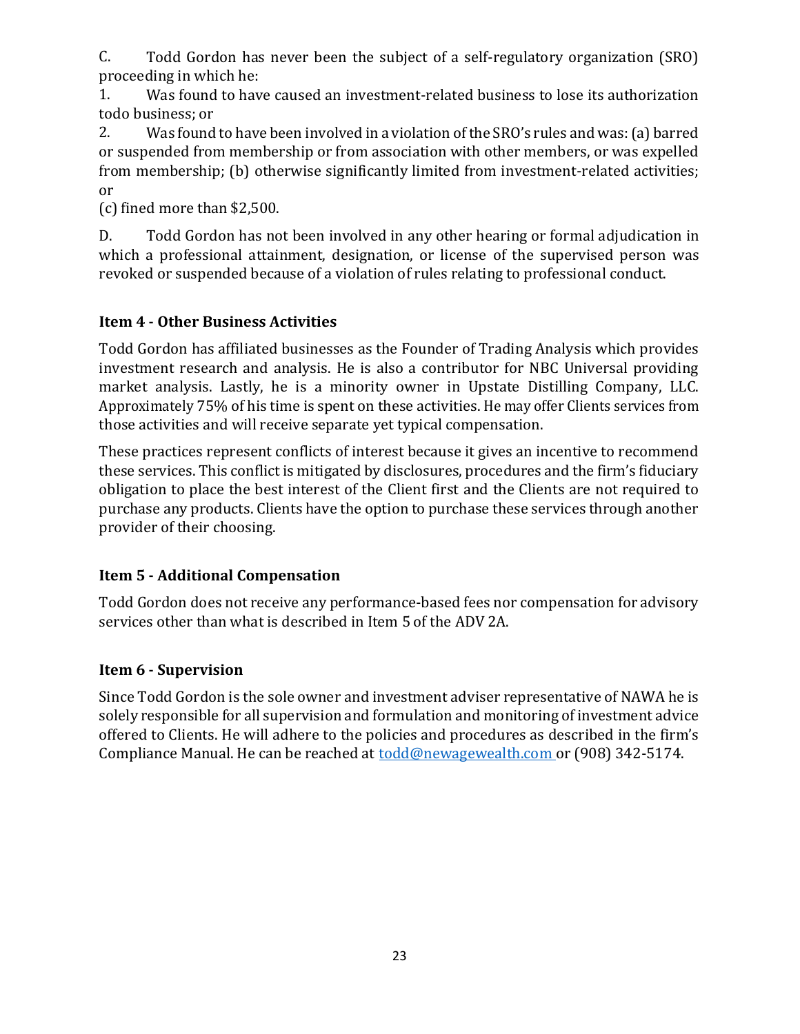C. Todd Gordon has never been the subject of a self-regulatory organization (SRO) proceeding in which he:

1. Was found to have caused an investment-related business to lose its authorization todo business; or
2. Was found to have been involved in a violation of the SRO's rules and was: (a) barred or suspended from membership or from association with other members, or was expelled from membership; (b) otherwise significantly limited from investment-related activities; or
(c) fined more than $2,500.

D. Todd Gordon has not been involved in any other hearing or formal adjudication in which a professional attainment, designation, or license of the supervised person was revoked or suspended because of a violation of rules relating to professional conduct.

### Item 4 - Other Business Activities

Todd Gordon has affiliated businesses as the Founder of Trading Analysis which provides investment research and analysis. He is also a contributor for NBC Universal providing market analysis. Lastly, he is a minority owner in Upstate Distilling Company, LLC. Approximately 75% of his time is spent on these activities. He may offer Clients services from those activities and will receive separate yet typical compensation.

These practices represent conflicts of interest because it gives an incentive to recommend these services. This conflict is mitigated by disclosures, procedures and the firm's fiduciary obligation to place the best interest of the Client first and the Clients are not required to purchase any products. Clients have the option to purchase these services through another provider of their choosing.

### Item 5 - Additional Compensation

Todd Gordon does not receive any performance-based fees nor compensation for advisory services other than what is described in Item 5 of the ADV 2A.

### Item 6 - Supervision

Since Todd Gordon is the sole owner and investment adviser representative of NAWA he is solely responsible for all supervision and formulation and monitoring of investment advice offered to Clients. He will adhere to the policies and procedures as described in the firm's Compliance Manual. He can be reached at todd@newagewealth.com or (908) 342-5174.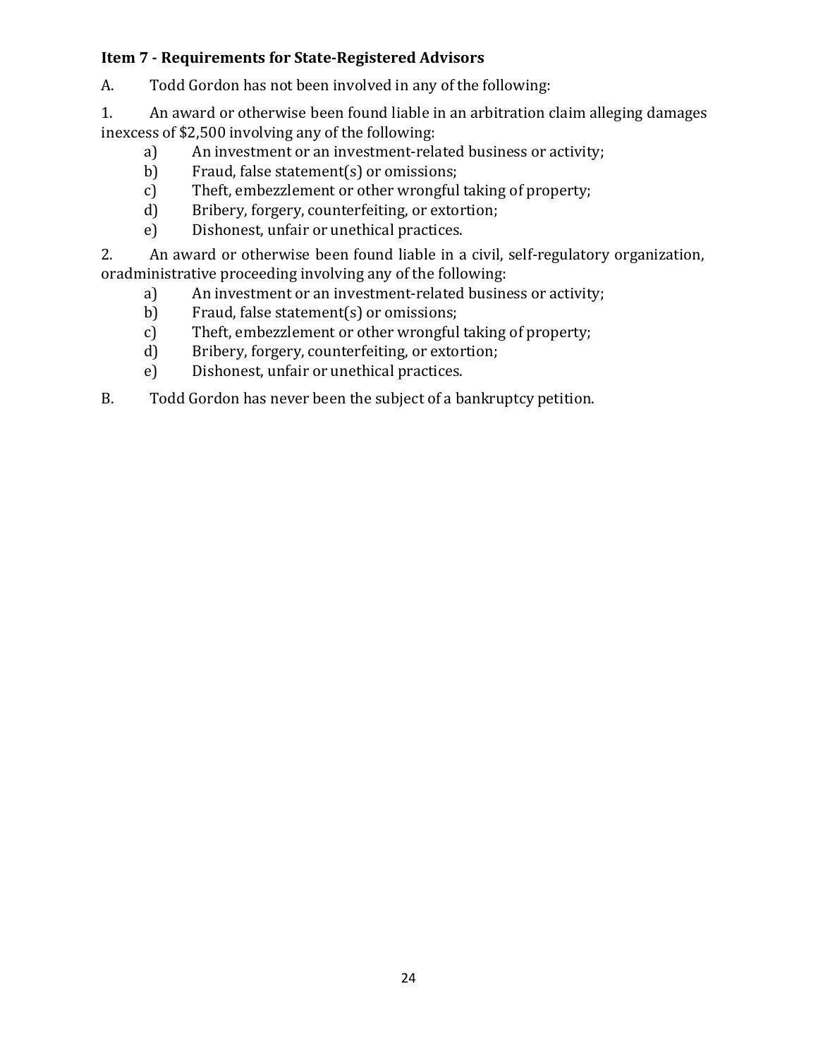### Item 7 - Requirements for State-Registered Advisors

A. Todd Gordon has not been involved in any of the following:

1. An award or otherwise been found liable in an arbitration claim alleging damages inexcess of $2,500 involving any of the following:
   - a) An investment or an investment-related business or activity;
   - b) Fraud, false statement(s) or omissions;
   - c) Theft, embezzlement or other wrongful taking of property;
   - d) Bribery, forgery, counterfeiting, or extortion;
   - e) Dishonest, unfair or unethical practices.

2. An award or otherwise been found liable in a civil, self-regulatory organization, oradministrative proceeding involving any of the following:
   - a) An investment or an investment-related business or activity;
   - b) Fraud, false statement(s) or omissions;
   - c) Theft, embezzlement or other wrongful taking of property;
   - d) Bribery, forgery, counterfeiting, or extortion;
   - e) Dishonest, unfair or unethical practices.

B. Todd Gordon has never been the subject of a bankruptcy petition.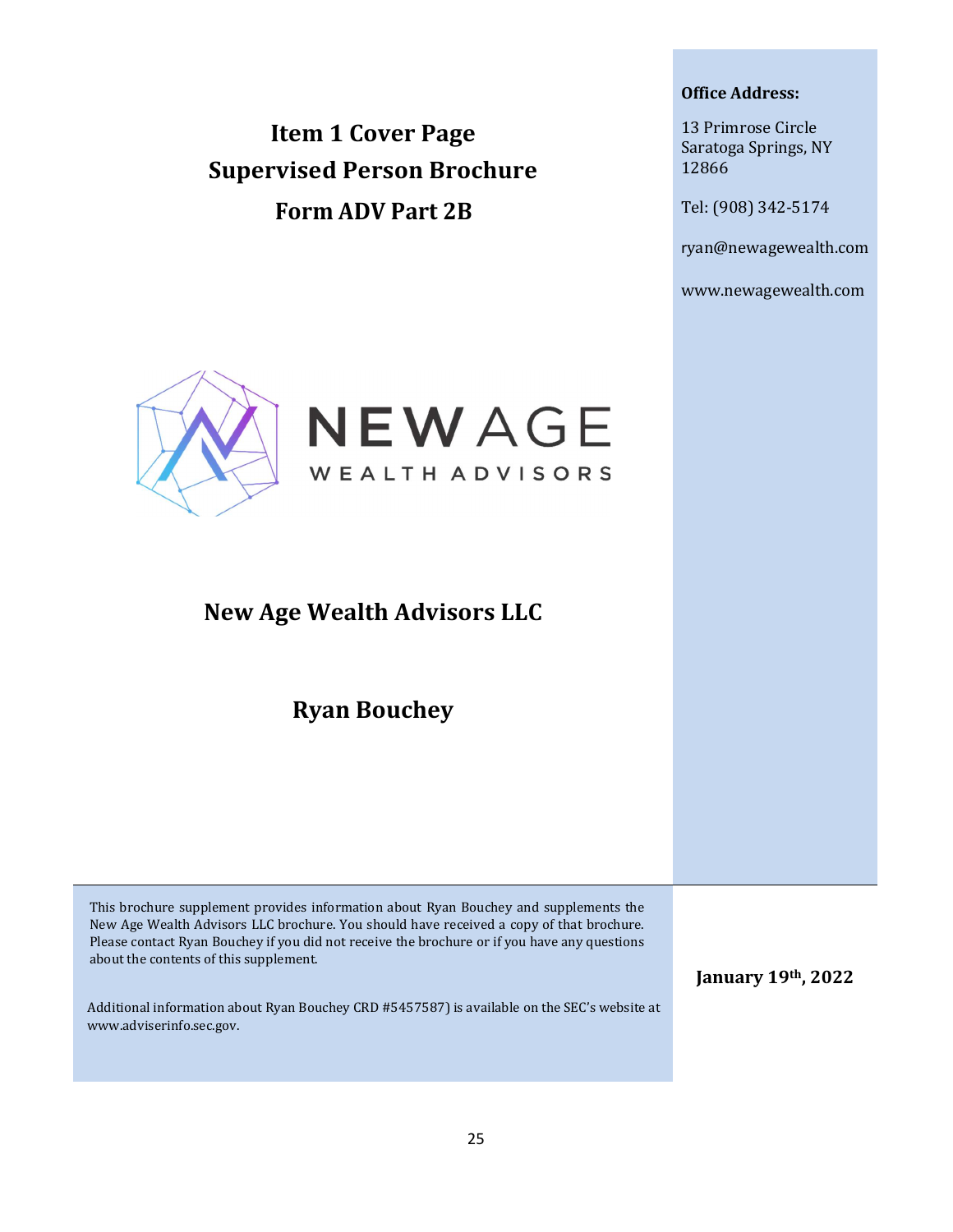# Item 1 Cover Page
# Supervised Person Brochure
# Form ADV Part 2B

**Office Address:**

13 Primrose Circle
Saratoga Springs, NY
12866

Tel: (908) 342-5174

ryan@newagewealth.com

www.newagewealth.com

NEW AGE
WEALTH ADVISORS

## New Age Wealth Advisors LLC

## Ryan Bouchey

This brochure supplement provides information about Ryan Bouchey and supplements the New Age Wealth Advisors LLC brochure. You should have received a copy of that brochure. Please contact Ryan Bouchey if you did not receive the brochure or if you have any questions about the contents of this supplement.

Additional information about Ryan Bouchey CRD #5457587) is available on the SEC's website at www.adviserinfo.sec.gov.

**January 19th, 2022**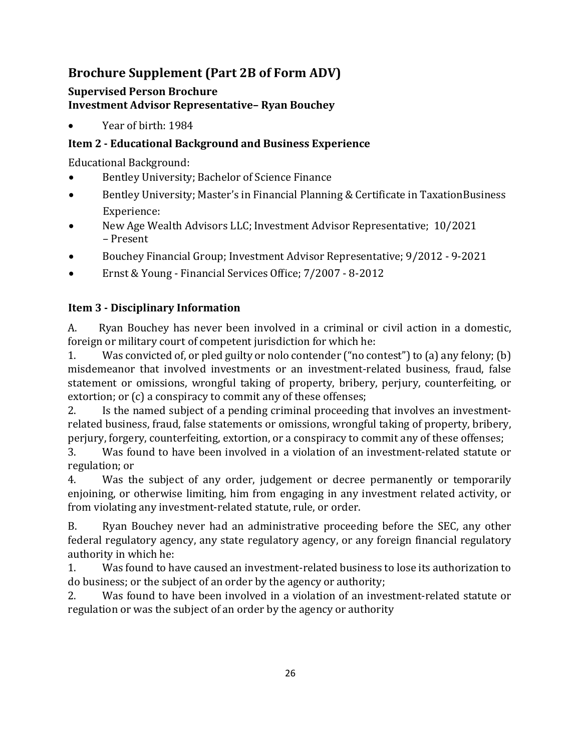## Brochure Supplement (Part 2B of Form ADV)

### Supervised Person Brochure
### Investment Advisor Representative– Ryan Bouchey

- Year of birth: 1984

### Item 2 - Educational Background and Business Experience

Educational Background:

- Bentley University; Bachelor of Science Finance
- Bentley University; Master's in Financial Planning & Certificate in TaxationBusiness Experience:
- New Age Wealth Advisors LLC; Investment Advisor Representative; 10/2021 – Present
- Bouchey Financial Group; Investment Advisor Representative; 9/2012 - 9-2021
- Ernst & Young - Financial Services Office; 7/2007 - 8-2012

### Item 3 - Disciplinary Information

A. Ryan Bouchey has never been involved in a criminal or civil action in a domestic, foreign or military court of competent jurisdiction for which he:

1. Was convicted of, or pled guilty or nolo contender ("no contest") to (a) any felony; (b) misdemeanor that involved investments or an investment-related business, fraud, false statement or omissions, wrongful taking of property, bribery, perjury, counterfeiting, or extortion; or (c) a conspiracy to commit any of these offenses;
2. Is the named subject of a pending criminal proceeding that involves an investment-related business, fraud, false statements or omissions, wrongful taking of property, bribery, perjury, forgery, counterfeiting, extortion, or a conspiracy to commit any of these offenses;
3. Was found to have been involved in a violation of an investment-related statute or regulation; or
4. Was the subject of any order, judgement or decree permanently or temporarily enjoining, or otherwise limiting, him from engaging in any investment related activity, or from violating any investment-related statute, rule, or order.

B. Ryan Bouchey never had an administrative proceeding before the SEC, any other federal regulatory agency, any state regulatory agency, or any foreign financial regulatory authority in which he:

1. Was found to have caused an investment-related business to lose its authorization to do business; or the subject of an order by the agency or authority;
2. Was found to have been involved in a violation of an investment-related statute or regulation or was the subject of an order by the agency or authority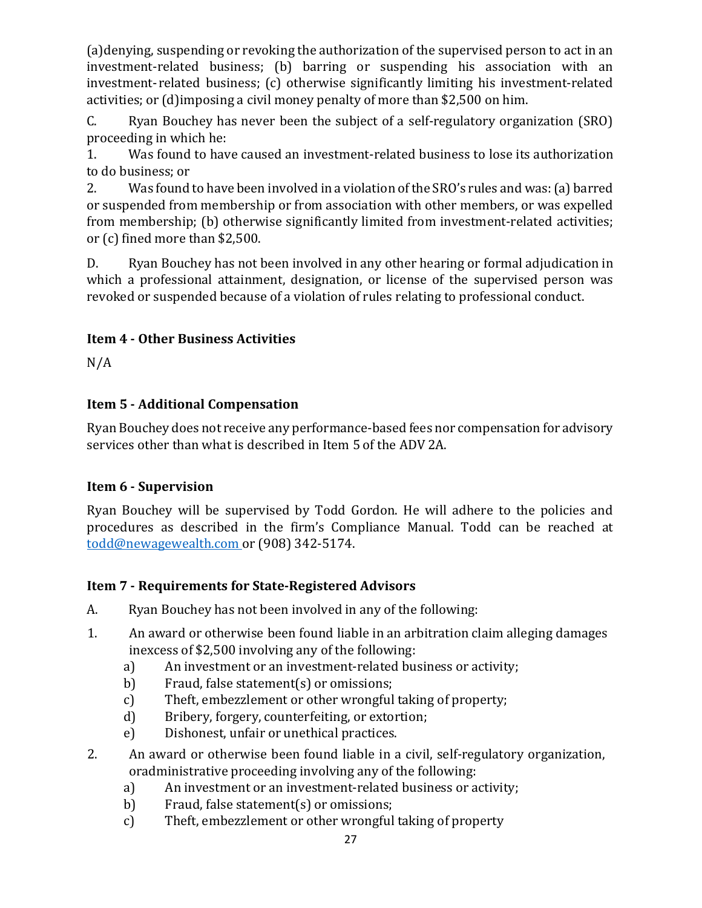(a)denying, suspending or revoking the authorization of the supervised person to act in an investment-related business; (b) barring or suspending his association with an investment- related business; (c) otherwise significantly limiting his investment-related activities; or (d)imposing a civil money penalty of more than $2,500 on him.

C. Ryan Bouchey has never been the subject of a self-regulatory organization (SRO) proceeding in which he:

1. Was found to have caused an investment-related business to lose its authorization to do business; or
2. Was found to have been involved in a violation of the SRO's rules and was: (a) barred or suspended from membership or from association with other members, or was expelled from membership; (b) otherwise significantly limited from investment-related activities; or (c) fined more than $2,500.

D. Ryan Bouchey has not been involved in any other hearing or formal adjudication in which a professional attainment, designation, or license of the supervised person was revoked or suspended because of a violation of rules relating to professional conduct.

### Item 4 - Other Business Activities

N/A

### Item 5 - Additional Compensation

Ryan Bouchey does not receive any performance-based fees nor compensation for advisory services other than what is described in Item 5 of the ADV 2A.

### Item 6 - Supervision

Ryan Bouchey will be supervised by Todd Gordon. He will adhere to the policies and procedures as described in the firm's Compliance Manual. Todd can be reached at todd@newagewealth.com or (908) 342-5174.

### Item 7 - Requirements for State-Registered Advisors

A. Ryan Bouchey has not been involved in any of the following:

1. An award or otherwise been found liable in an arbitration claim alleging damages inexcess of $2,500 involving any of the following:
   a) An investment or an investment-related business or activity;
   b) Fraud, false statement(s) or omissions;
   c) Theft, embezzlement or other wrongful taking of property;
   d) Bribery, forgery, counterfeiting, or extortion;
   e) Dishonest, unfair or unethical practices.
2. An award or otherwise been found liable in a civil, self-regulatory organization, oradministrative proceeding involving any of the following:
   a) An investment or an investment-related business or activity;
   b) Fraud, false statement(s) or omissions;
   c) Theft, embezzlement or other wrongful taking of property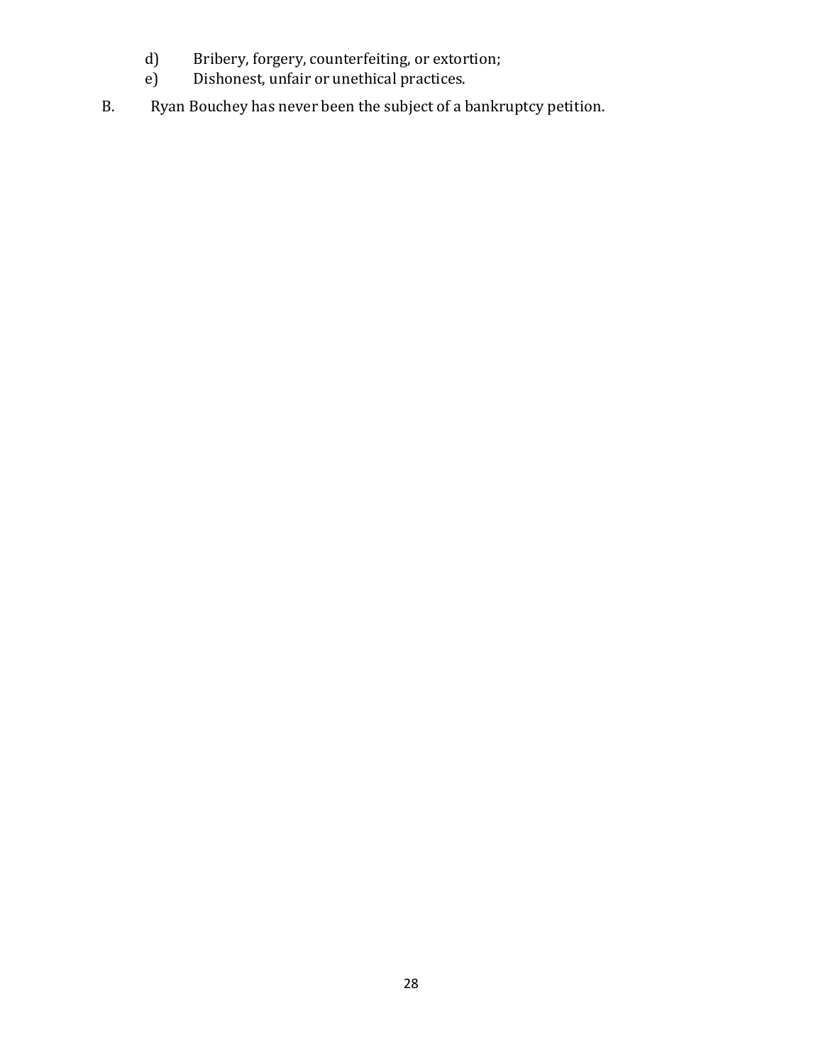d) Bribery, forgery, counterfeiting, or extortion;
e) Dishonest, unfair or unethical practices.

B. Ryan Bouchey has never been the subject of a bankruptcy petition.